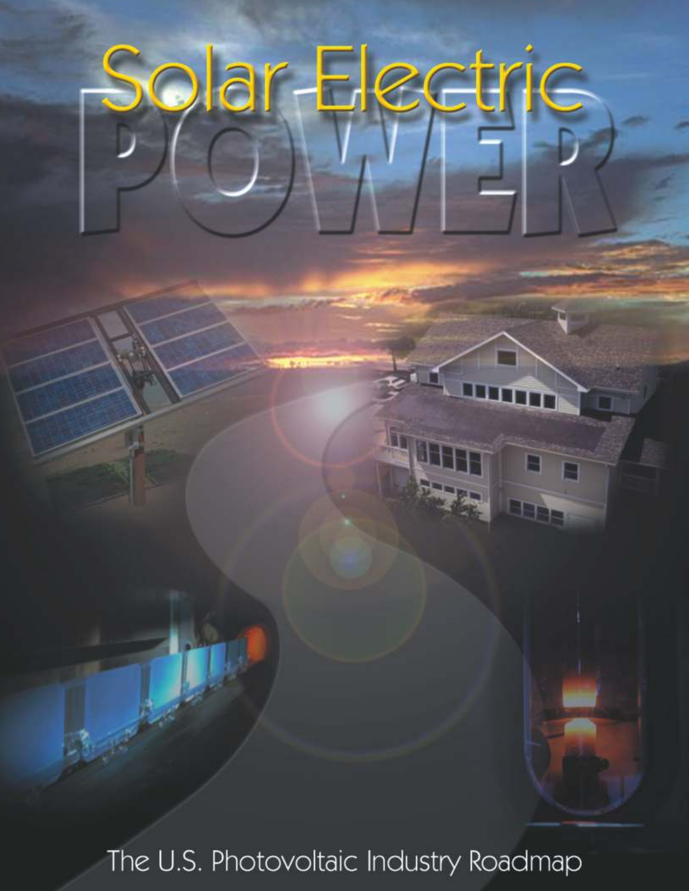# Solar Electric POWER

The U.S. Photovoltaic Industry Roadmap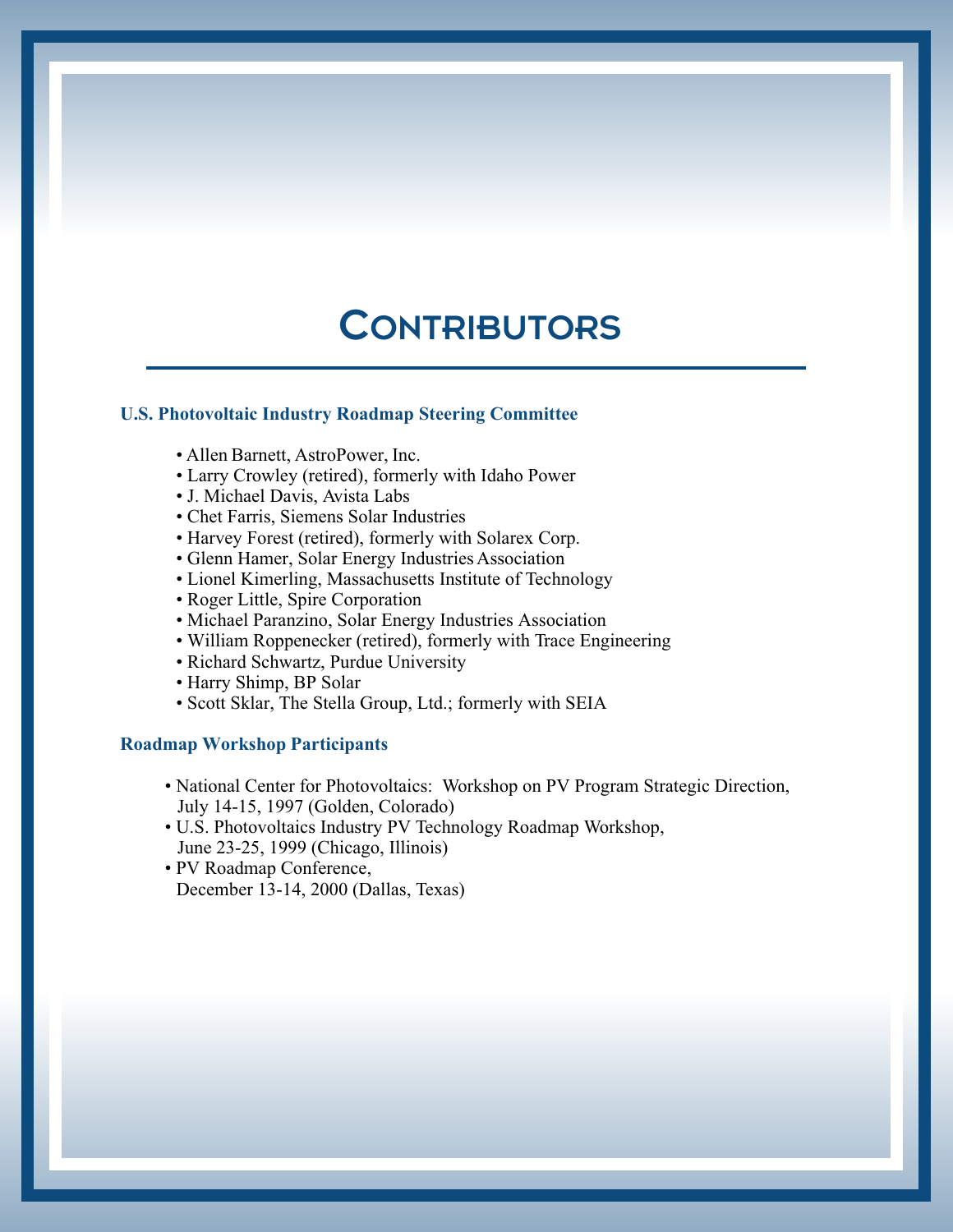# Contributors

## U.S. Photovoltaic Industry Roadmap Steering Committee

- Allen Barnett, AstroPower, Inc.
- Larry Crowley (retired), formerly with Idaho Power
- J. Michael Davis, Avista Labs
- Chet Farris, Siemens Solar Industries
- Harvey Forest (retired), formerly with Solarex Corp.
- Glenn Hamer, Solar Energy Industries Association
- Lionel Kimerling, Massachusetts Institute of Technology
- Roger Little, Spire Corporation
- Michael Paranzino, Solar Energy Industries Association
- William Roppenecker (retired), formerly with Trace Engineering
- Richard Schwartz, Purdue University
- Harry Shimp, BP Solar
- Scott Sklar, The Stella Group, Ltd.; formerly with SEIA

## Roadmap Workshop Participants

- National Center for Photovoltaics: Workshop on PV Program Strategic Direction, July 14-15, 1997 (Golden, Colorado)
- U.S. Photovoltaics Industry PV Technology Roadmap Workshop, June 23-25, 1999 (Chicago, Illinois)
- PV Roadmap Conference, December 13-14, 2000 (Dallas, Texas)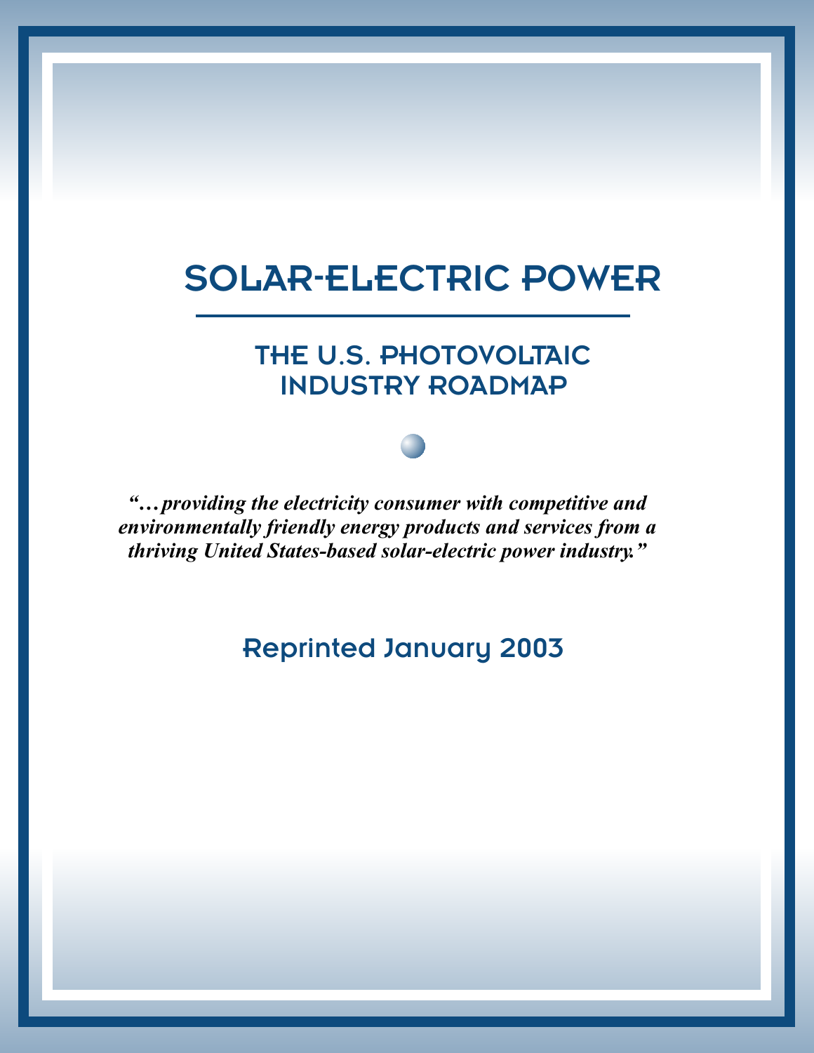# SOLAR-ELECTRIC POWER

## THE U.S. PHOTOVOLTAIC INDUSTRY ROADMAP

*"…providing the electricity consumer with competitive and environmentally friendly energy products and services from a thriving United States-based solar-electric power industry."*

Reprinted January 2003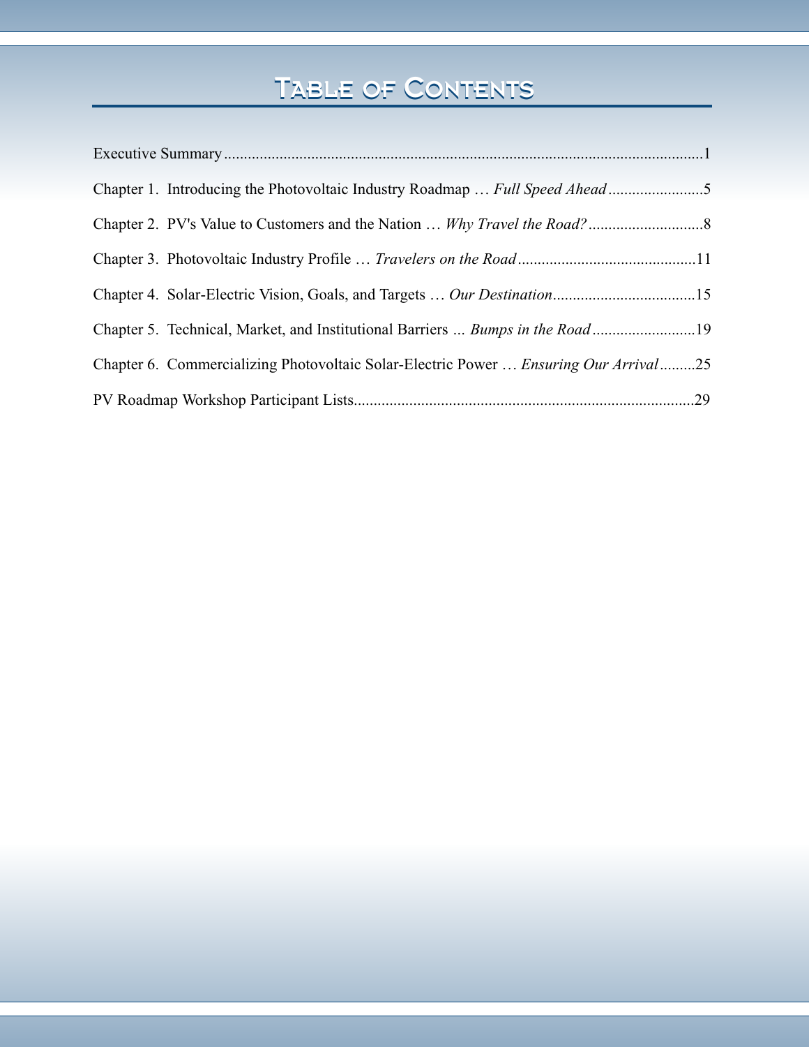# Table of Contents

Executive Summary........................................................................................................................1

Chapter 1. Introducing the Photovoltaic Industry Roadmap … *Full Speed Ahead*........................5

Chapter 2. PV's Value to Customers and the Nation … *Why Travel the Road?*............................8

Chapter 3. Photovoltaic Industry Profile … *Travelers on the Road*............................................11

Chapter 4. Solar-Electric Vision, Goals, and Targets … *Our Destination*....................................15

Chapter 5. Technical, Market, and Institutional Barriers ... *Bumps in the Road*..........................19

Chapter 6. Commercializing Photovoltaic Solar-Electric Power … *Ensuring Our Arrival*.........25

PV Roadmap Workshop Participant Lists.....................................................................................29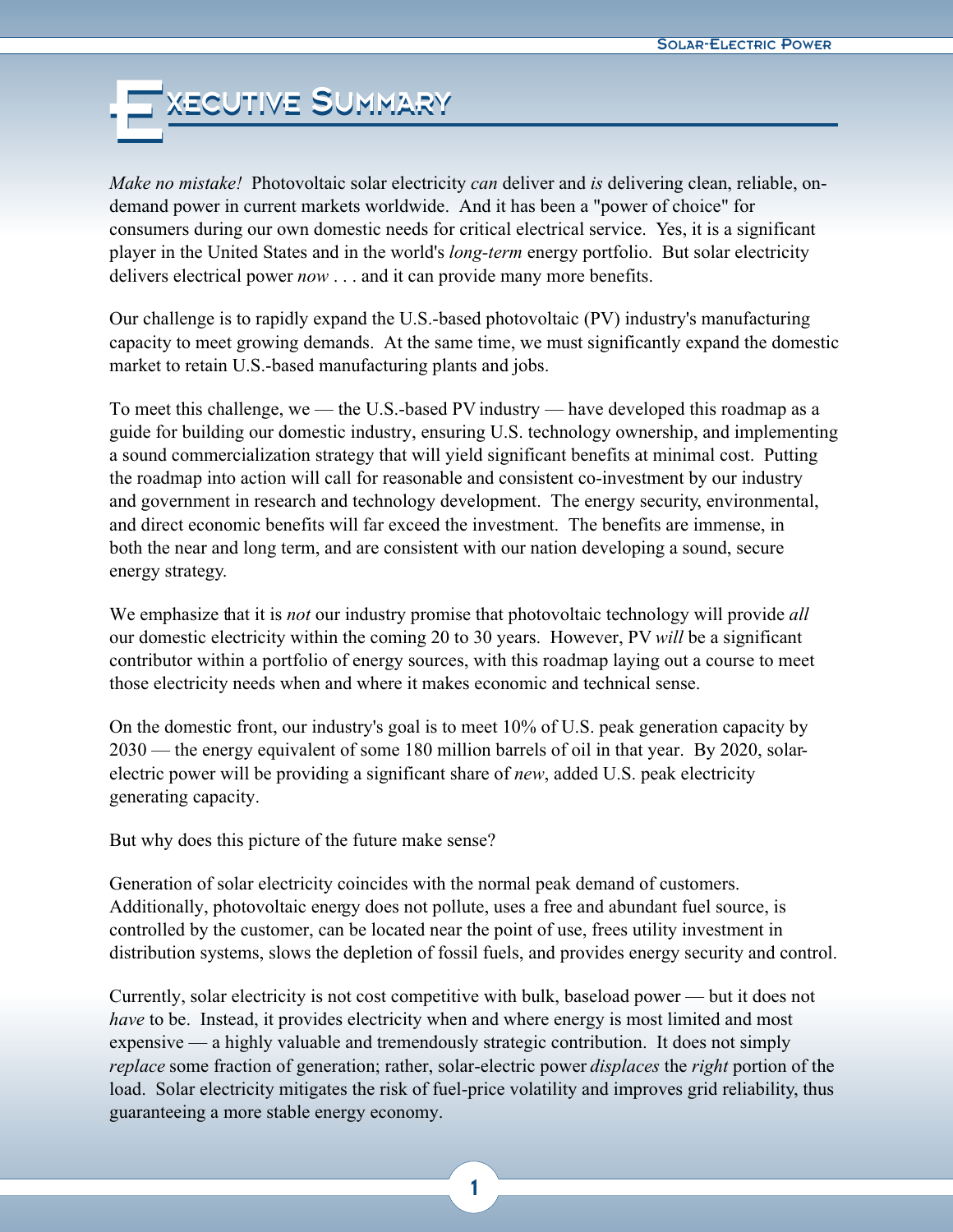# Executive Summary

*Make no mistake!* Photovoltaic solar electricity *can* deliver and *is* delivering clean, reliable, on-demand power in current markets worldwide. And it has been a "power of choice" for consumers during our own domestic needs for critical electrical service. Yes, it is a significant player in the United States and in the world's *long-term* energy portfolio. But solar electricity delivers electrical power *now* . . . and it can provide many more benefits.

Our challenge is to rapidly expand the U.S.-based photovoltaic (PV) industry's manufacturing capacity to meet growing demands. At the same time, we must significantly expand the domestic market to retain U.S.-based manufacturing plants and jobs.

To meet this challenge, we — the U.S.-based PV industry — have developed this roadmap as a guide for building our domestic industry, ensuring U.S. technology ownership, and implementing a sound commercialization strategy that will yield significant benefits at minimal cost. Putting the roadmap into action will call for reasonable and consistent co-investment by our industry and government in research and technology development. The energy security, environmental, and direct economic benefits will far exceed the investment. The benefits are immense, in both the near and long term, and are consistent with our nation developing a sound, secure energy strategy.

We emphasize that it is *not* our industry promise that photovoltaic technology will provide *all* our domestic electricity within the coming 20 to 30 years. However, PV *will* be a significant contributor within a portfolio of energy sources, with this roadmap laying out a course to meet those electricity needs when and where it makes economic and technical sense.

On the domestic front, our industry's goal is to meet 10% of U.S. peak generation capacity by 2030 — the energy equivalent of some 180 million barrels of oil in that year. By 2020, solar-electric power will be providing a significant share of *new*, added U.S. peak electricity generating capacity.

But why does this picture of the future make sense?

Generation of solar electricity coincides with the normal peak demand of customers. Additionally, photovoltaic energy does not pollute, uses a free and abundant fuel source, is controlled by the customer, can be located near the point of use, frees utility investment in distribution systems, slows the depletion of fossil fuels, and provides energy security and control.

Currently, solar electricity is not cost competitive with bulk, baseload power — but it does not *have* to be. Instead, it provides electricity when and where energy is most limited and most expensive — a highly valuable and tremendously strategic contribution. It does not simply *replace* some fraction of generation; rather, solar-electric power *displaces* the *right* portion of the load. Solar electricity mitigates the risk of fuel-price volatility and improves grid reliability, thus guaranteeing a more stable energy economy.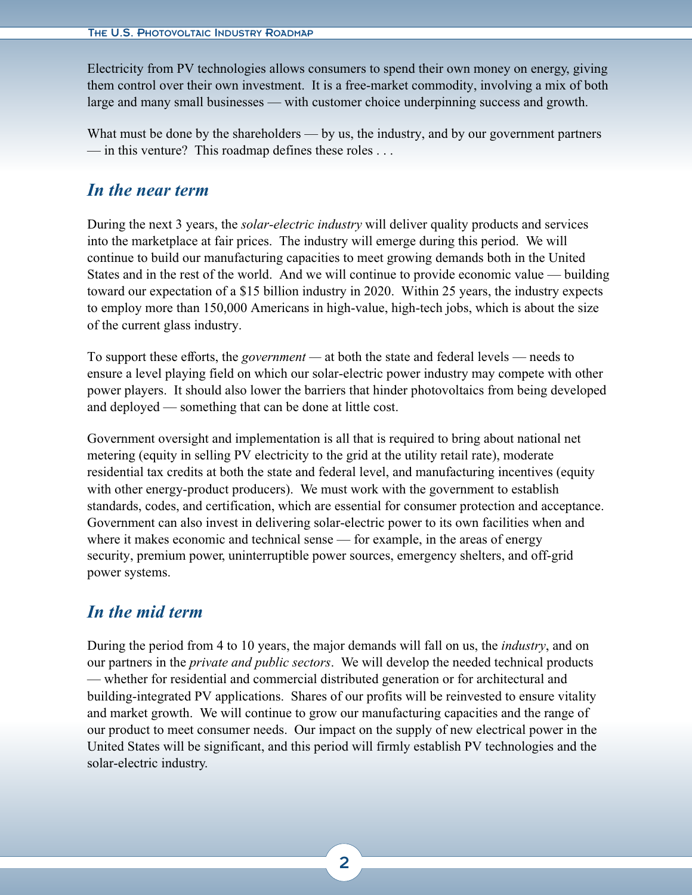Electricity from PV technologies allows consumers to spend their own money on energy, giving them control over their own investment. It is a free-market commodity, involving a mix of both large and many small businesses — with customer choice underpinning success and growth.

What must be done by the shareholders — by us, the industry, and by our government partners — in this venture? This roadmap defines these roles . . .

## *In the near term*

During the next 3 years, the *solar-electric industry* will deliver quality products and services into the marketplace at fair prices. The industry will emerge during this period. We will continue to build our manufacturing capacities to meet growing demands both in the United States and in the rest of the world. And we will continue to provide economic value — building toward our expectation of a $15 billion industry in 2020. Within 25 years, the industry expects to employ more than 150,000 Americans in high-value, high-tech jobs, which is about the size of the current glass industry.

To support these efforts, the *government* — at both the state and federal levels — needs to ensure a level playing field on which our solar-electric power industry may compete with other power players. It should also lower the barriers that hinder photovoltaics from being developed and deployed — something that can be done at little cost.

Government oversight and implementation is all that is required to bring about national net metering (equity in selling PV electricity to the grid at the utility retail rate), moderate residential tax credits at both the state and federal level, and manufacturing incentives (equity with other energy-product producers). We must work with the government to establish standards, codes, and certification, which are essential for consumer protection and acceptance. Government can also invest in delivering solar-electric power to its own facilities when and where it makes economic and technical sense — for example, in the areas of energy security, premium power, uninterruptible power sources, emergency shelters, and off-grid power systems.

## *In the mid term*

During the period from 4 to 10 years, the major demands will fall on us, the *industry*, and on our partners in the *private and public sectors*. We will develop the needed technical products — whether for residential and commercial distributed generation or for architectural and building-integrated PV applications. Shares of our profits will be reinvested to ensure vitality and market growth. We will continue to grow our manufacturing capacities and the range of our product to meet consumer needs. Our impact on the supply of new electrical power in the United States will be significant, and this period will firmly establish PV technologies and the solar-electric industry.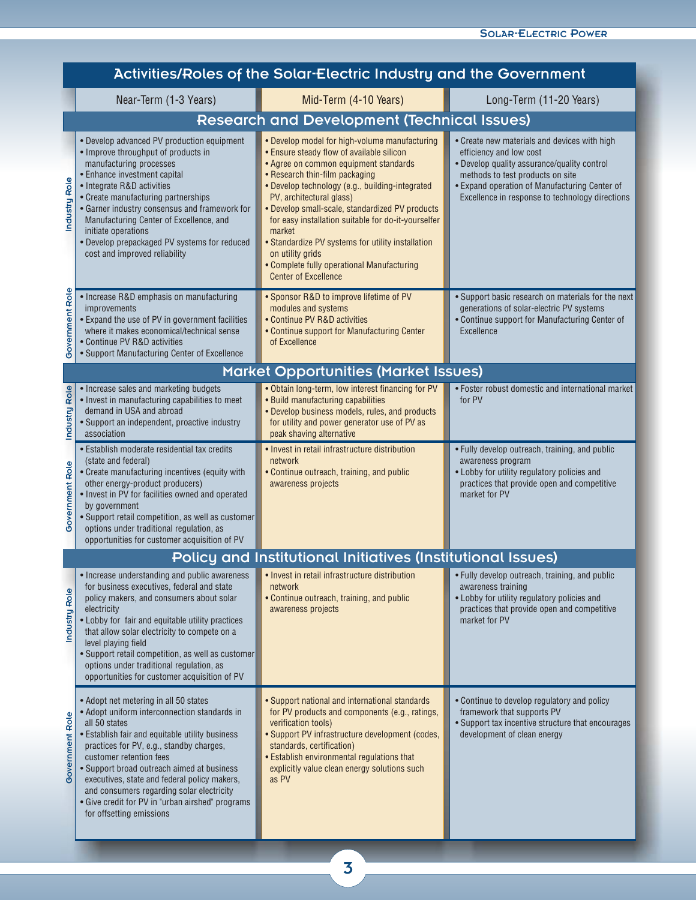## Activities/Roles of the Solar-Electric Industry and the Government

| | Near-Term (1-3 Years) | Mid-Term (4-10 Years) | Long-Term (11-20 Years) |
|---|---|---|---|
| **Research and Development (Technical Issues)** | | | |
| Industry Role | • Develop advanced PV production equipment<br>• Improve throughput of products in manufacturing processes<br>• Enhance investment capital<br>• Integrate R&D activities<br>• Create manufacturing partnerships<br>• Garner industry consensus and framework for Manufacturing Center of Excellence, and initiate operations<br>• Develop prepackaged PV systems for reduced cost and improved reliability | • Develop model for high-volume manufacturing<br>• Ensure steady flow of available silicon<br>• Agree on common equipment standards<br>• Research thin-film packaging<br>• Develop technology (e.g., building-integrated PV, architectural glass)<br>• Develop small-scale, standardized PV products for easy installation suitable for do-it-yourselfer market<br>• Standardize PV systems for utility installation on utility grids<br>• Complete fully operational Manufacturing Center of Excellence | • Create new materials and devices with high efficiency and low cost<br>• Develop quality assurance/quality control methods to test products on site<br>• Expand operation of Manufacturing Center of Excellence in response to technology directions |
| Government Role | • Increase R&D emphasis on manufacturing improvements<br>• Expand the use of PV in government facilities where it makes economical/technical sense<br>• Continue PV R&D activities<br>• Support Manufacturing Center of Excellence | • Sponsor R&D to improve lifetime of PV modules and systems<br>• Continue PV R&D activities<br>• Continue support for Manufacturing Center of Excellence | • Support basic research on materials for the next generations of solar-electric PV systems<br>• Continue support for Manufacturing Center of Excellence |
| **Market Opportunities (Market Issues)** | | | |
| Industry Role | • Increase sales and marketing budgets<br>• Invest in manufacturing capabilities to meet demand in USA and abroad<br>• Support an independent, proactive industry association | • Obtain long-term, low interest financing for PV<br>• Build manufacturing capabilities<br>• Develop business models, rules, and products for utility and power generator use of PV as peak shaving alternative | • Foster robust domestic and international market for PV |
| Government Role | • Establish moderate residential tax credits (state and federal)<br>• Create manufacturing incentives (equity with other energy-product producers)<br>• Invest in PV for facilities owned and operated by government<br>• Support retail competition, as well as customer options under traditional regulation, as opportunities for customer acquisition of PV | • Invest in retail infrastructure distribution network<br>• Continue outreach, training, and public awareness projects | • Fully develop outreach, training, and public awareness program<br>• Lobby for utility regulatory policies and practices that provide open and competitive market for PV |
| **Policy and Institutional Initiatives (Institutional Issues)** | | | |
| Industry Role | • Increase understanding and public awareness for business executives, federal and state policy makers, and consumers about solar electricity<br>• Lobby for fair and equitable utility practices that allow solar electricity to compete on a level playing field<br>• Support retail competition, as well as customer options under traditional regulation, as opportunities for customer acquisition of PV | • Invest in retail infrastructure distribution network<br>• Continue outreach, training, and public awareness projects | • Fully develop outreach, training, and public awareness training<br>• Lobby for utility regulatory policies and practices that provide open and competitive market for PV |
| Government Role | • Adopt net metering in all 50 states<br>• Adopt uniform interconnection standards in all 50 states<br>• Establish fair and equitable utility business practices for PV, e.g., standby charges, customer retention fees<br>• Support broad outreach aimed at business executives, state and federal policy makers, and consumers regarding solar electricity<br>• Give credit for PV in "urban airshed" programs for offsetting emissions | • Support national and international standards for PV products and components (e.g., ratings, verification tools)<br>• Support PV infrastructure development (codes, standards, certification)<br>• Establish environmental regulations that explicitly value clean energy solutions such as PV | • Continue to develop regulatory and policy framework that supports PV<br>• Support tax incentive structure that encourages development of clean energy |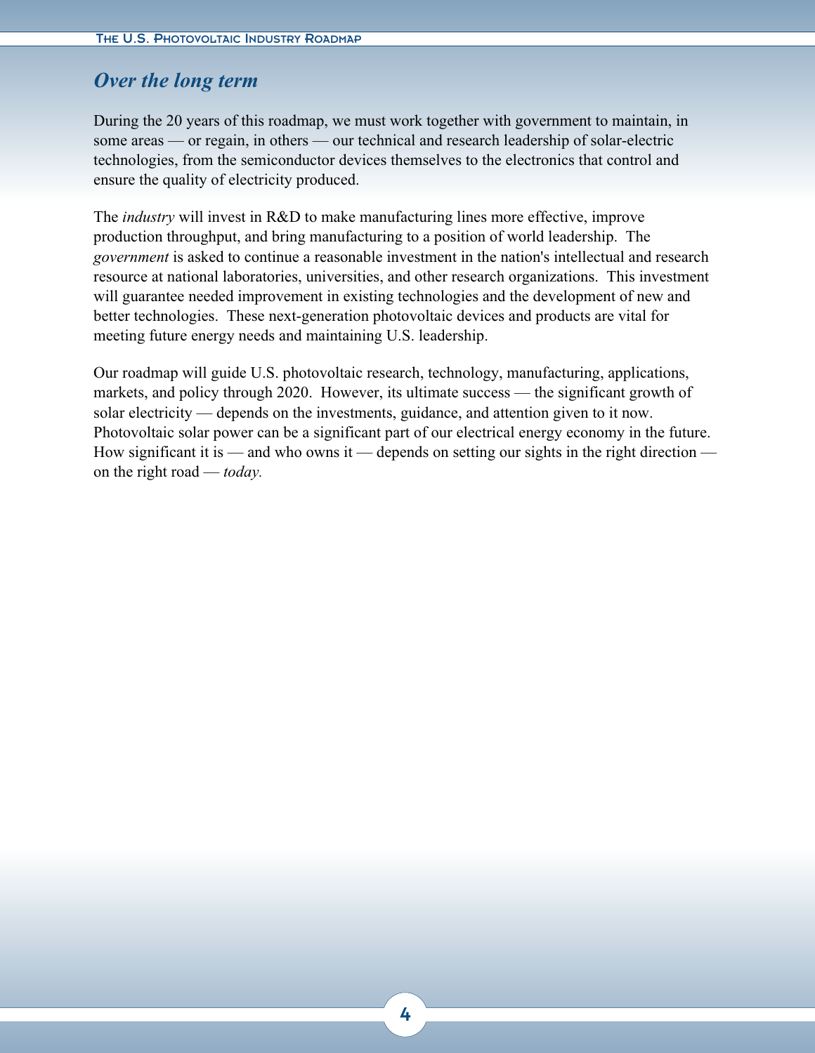## *Over the long term*

During the 20 years of this roadmap, we must work together with government to maintain, in some areas — or regain, in others — our technical and research leadership of solar-electric technologies, from the semiconductor devices themselves to the electronics that control and ensure the quality of electricity produced.

The *industry* will invest in R&D to make manufacturing lines more effective, improve production throughput, and bring manufacturing to a position of world leadership. The *government* is asked to continue a reasonable investment in the nation's intellectual and research resource at national laboratories, universities, and other research organizations. This investment will guarantee needed improvement in existing technologies and the development of new and better technologies. These next-generation photovoltaic devices and products are vital for meeting future energy needs and maintaining U.S. leadership.

Our roadmap will guide U.S. photovoltaic research, technology, manufacturing, applications, markets, and policy through 2020. However, its ultimate success — the significant growth of solar electricity — depends on the investments, guidance, and attention given to it now. Photovoltaic solar power can be a significant part of our electrical energy economy in the future. How significant it is — and who owns it — depends on setting our sights in the right direction — on the right road — *today.*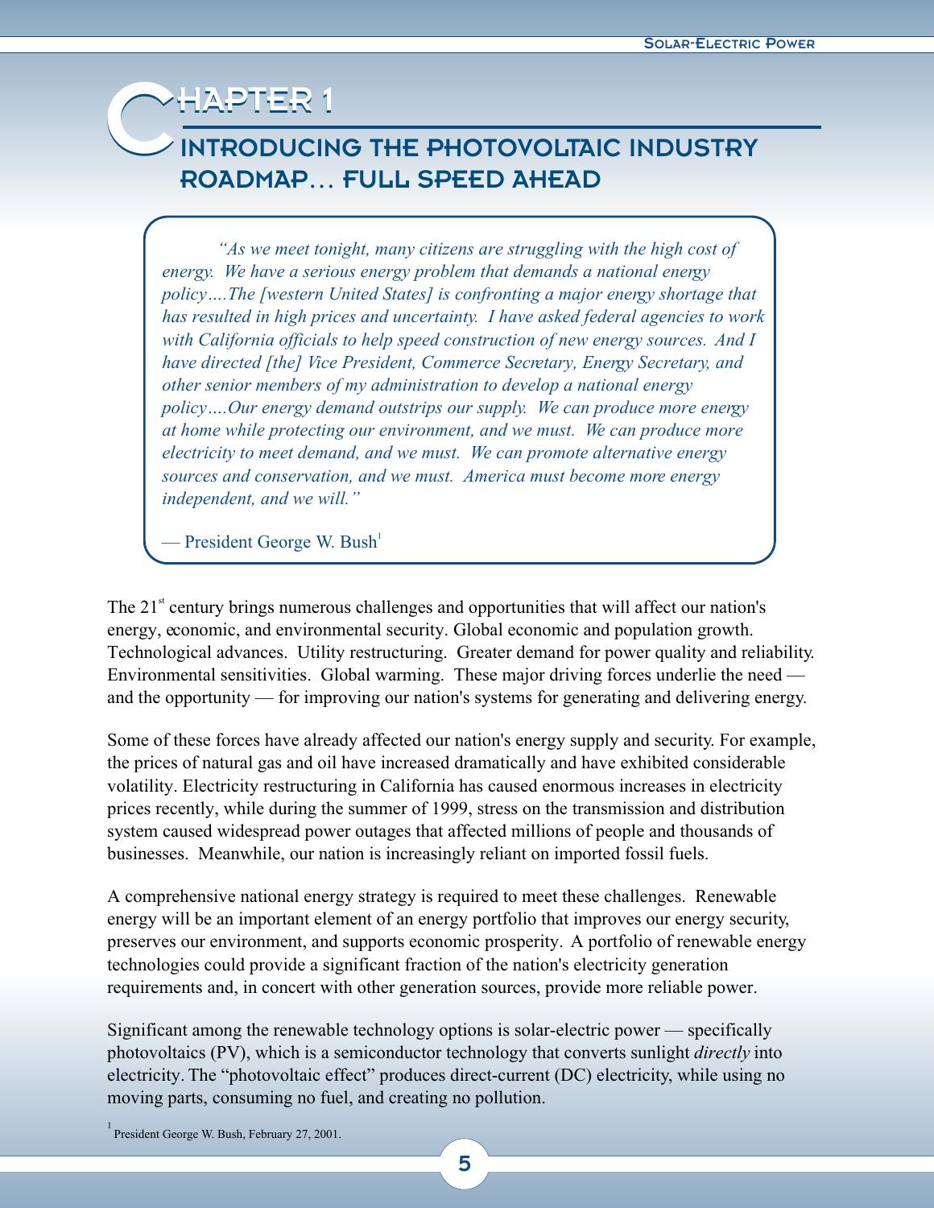# Chapter 1

## Introducing the Photovoltaic Industry Roadmap… Full Speed Ahead

> *"As we meet tonight, many citizens are struggling with the high cost of energy. We have a serious energy problem that demands a national energy policy….The [western United States] is confronting a major energy shortage that has resulted in high prices and uncertainty. I have asked federal agencies to work with California officials to help speed construction of new energy sources. And I have directed [the] Vice President, Commerce Secretary, Energy Secretary, and other senior members of my administration to develop a national energy policy….Our energy demand outstrips our supply. We can produce more energy at home while protecting our environment, and we must. We can produce more electricity to meet demand, and we must. We can promote alternative energy sources and conservation, and we must. America must become more energy independent, and we will."*
>
> — President George W. Bush[1]

The 21st century brings numerous challenges and opportunities that will affect our nation's energy, economic, and environmental security. Global economic and population growth. Technological advances. Utility restructuring. Greater demand for power quality and reliability. Environmental sensitivities. Global warming. These major driving forces underlie the need — and the opportunity — for improving our nation's systems for generating and delivering energy.

Some of these forces have already affected our nation's energy supply and security. For example, the prices of natural gas and oil have increased dramatically and have exhibited considerable volatility. Electricity restructuring in California has caused enormous increases in electricity prices recently, while during the summer of 1999, stress on the transmission and distribution system caused widespread power outages that affected millions of people and thousands of businesses. Meanwhile, our nation is increasingly reliant on imported fossil fuels.

A comprehensive national energy strategy is required to meet these challenges. Renewable energy will be an important element of an energy portfolio that improves our energy security, preserves our environment, and supports economic prosperity. A portfolio of renewable energy technologies could provide a significant fraction of the nation's electricity generation requirements and, in concert with other generation sources, provide more reliable power.

Significant among the renewable technology options is solar-electric power — specifically photovoltaics (PV), which is a semiconductor technology that converts sunlight *directly* into electricity. The "photovoltaic effect" produces direct-current (DC) electricity, while using no moving parts, consuming no fuel, and creating no pollution.

[1] President George W. Bush, February 27, 2001.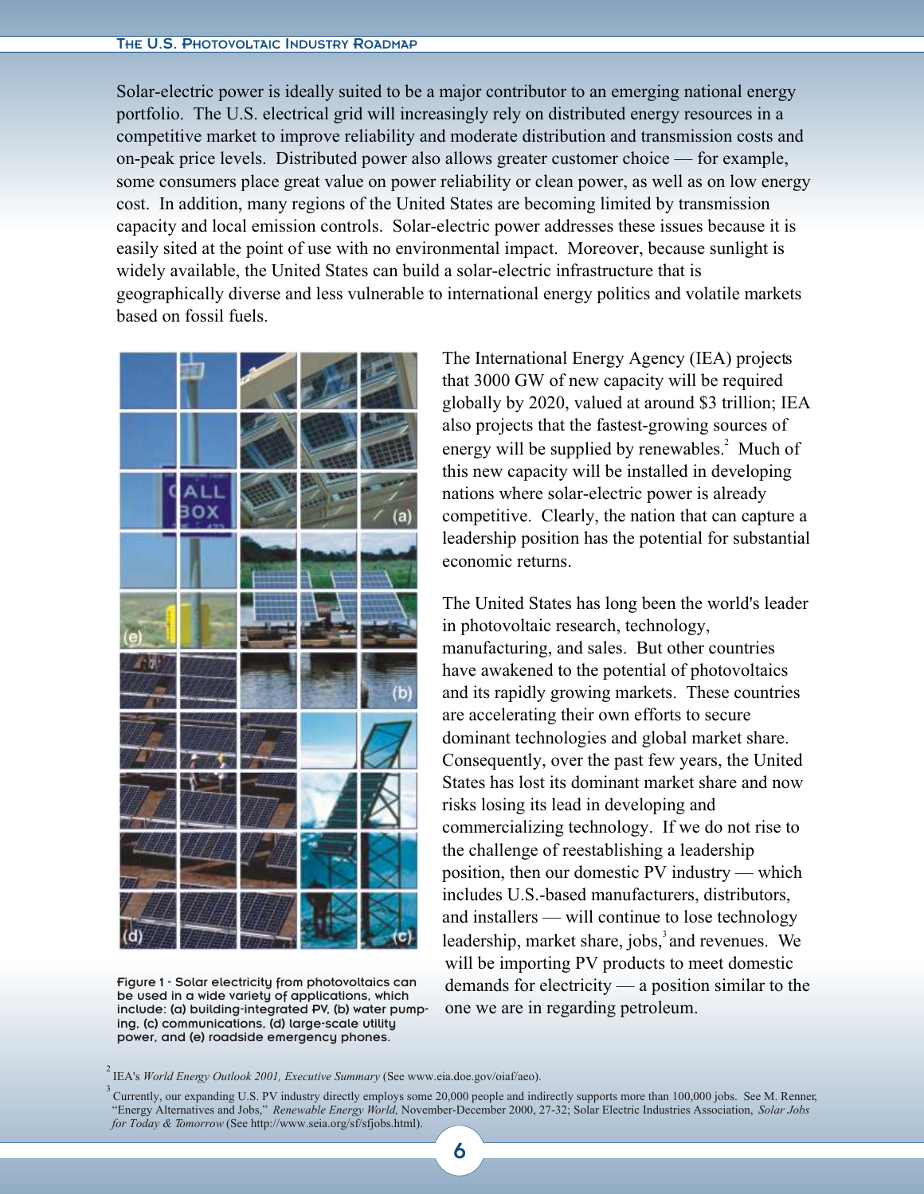Solar-electric power is ideally suited to be a major contributor to an emerging national energy portfolio. The U.S. electrical grid will increasingly rely on distributed energy resources in a competitive market to improve reliability and moderate distribution and transmission costs and on-peak price levels. Distributed power also allows greater customer choice — for example, some consumers place great value on power reliability or clean power, as well as on low energy cost. In addition, many regions of the United States are becoming limited by transmission capacity and local emission controls. Solar-electric power addresses these issues because it is easily sited at the point of use with no environmental impact. Moreover, because sunlight is widely available, the United States can build a solar-electric infrastructure that is geographically diverse and less vulnerable to international energy politics and volatile markets based on fossil fuels.

Figure 1 - Solar electricity from photovoltaics can be used in a wide variety of applications, which include: (a) building-integrated PV, (b) water pumping, (c) communications, (d) large-scale utility power, and (e) roadside emergency phones.

The International Energy Agency (IEA) projects that 3000 GW of new capacity will be required globally by 2020, valued at around $3 trillion; IEA also projects that the fastest-growing sources of energy will be supplied by renewables.[2] Much of this new capacity will be installed in developing nations where solar-electric power is already competitive. Clearly, the nation that can capture a leadership position has the potential for substantial economic returns.

The United States has long been the world's leader in photovoltaic research, technology, manufacturing, and sales. But other countries have awakened to the potential of photovoltaics and its rapidly growing markets. These countries are accelerating their own efforts to secure dominant technologies and global market share. Consequently, over the past few years, the United States has lost its dominant market share and now risks losing its lead in developing and commercializing technology. If we do not rise to the challenge of reestablishing a leadership position, then our domestic PV industry — which includes U.S.-based manufacturers, distributors, and installers — will continue to lose technology leadership, market share, jobs,[3] and revenues. We will be importing PV products to meet domestic demands for electricity — a position similar to the one we are in regarding petroleum.

[2] IEA's *World Energy Outlook 2001, Executive Summary* (See www.eia.doe.gov/oiaf/aeo).

[3] Currently, our expanding U.S. PV industry directly employs some 20,000 people and indirectly supports more than 100,000 jobs. See M. Renner, "Energy Alternatives and Jobs," *Renewable Energy World,* November-December 2000, 27-32; Solar Electric Industries Association, *Solar Jobs for Today & Tomorrow* (See http://www.seia.org/sf/sfjobs.html).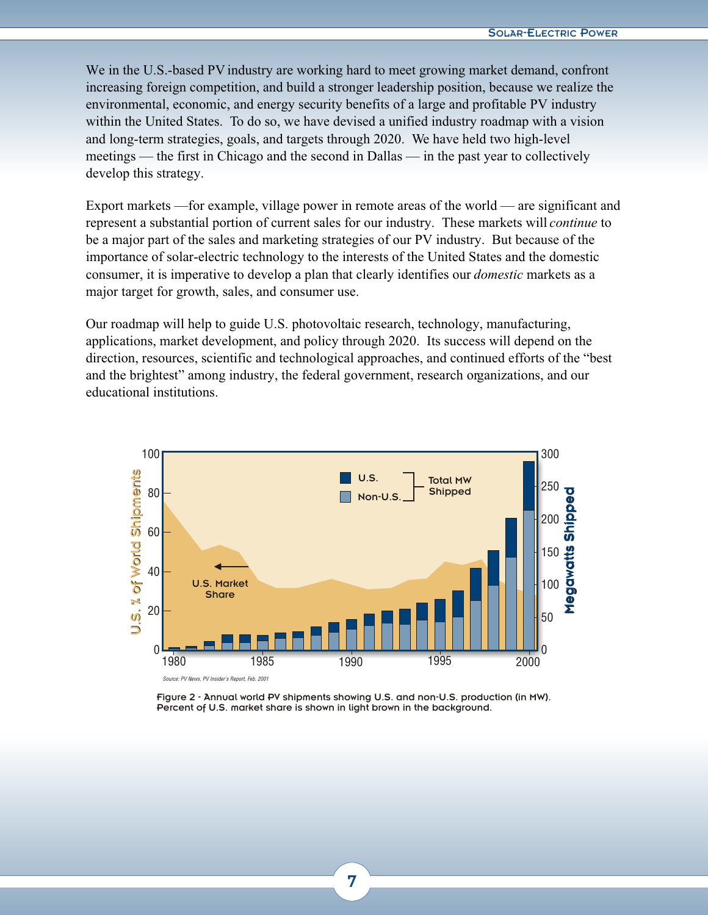We in the U.S.-based PV industry are working hard to meet growing market demand, confront increasing foreign competition, and build a stronger leadership position, because we realize the environmental, economic, and energy security benefits of a large and profitable PV industry within the United States. To do so, we have devised a unified industry roadmap with a vision and long-term strategies, goals, and targets through 2020. We have held two high-level meetings — the first in Chicago and the second in Dallas — in the past year to collectively develop this strategy.

Export markets —for example, village power in remote areas of the world — are significant and represent a substantial portion of current sales for our industry. These markets will *continue* to be a major part of the sales and marketing strategies of our PV industry. But because of the importance of solar-electric technology to the interests of the United States and the domestic consumer, it is imperative to develop a plan that clearly identifies our *domestic* markets as a major target for growth, sales, and consumer use.

Our roadmap will help to guide U.S. photovoltaic research, technology, manufacturing, applications, market development, and policy through 2020. Its success will depend on the direction, resources, scientific and technological approaches, and continued efforts of the "best and the brightest" among industry, the federal government, research organizations, and our educational institutions.

*Source: PV News, PV Insider's Report, Feb. 2001*

Figure 2 - Annual world PV shipments showing U.S. and non-U.S. production (in MW). Percent of U.S. market share is shown in light brown in the background.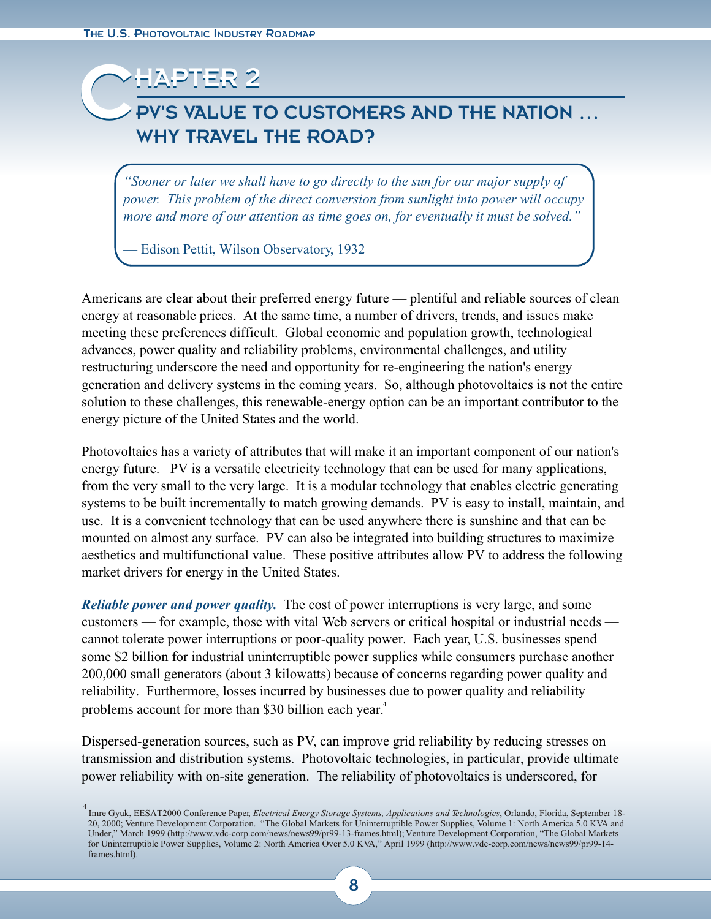# Chapter 2

## PV's Value to Customers and the Nation … Why Travel the Road?

> *"Sooner or later we shall have to go directly to the sun for our major supply of power. This problem of the direct conversion from sunlight into power will occupy more and more of our attention as time goes on, for eventually it must be solved."*
>
> — Edison Pettit, Wilson Observatory, 1932

Americans are clear about their preferred energy future — plentiful and reliable sources of clean energy at reasonable prices. At the same time, a number of drivers, trends, and issues make meeting these preferences difficult. Global economic and population growth, technological advances, power quality and reliability problems, environmental challenges, and utility restructuring underscore the need and opportunity for re-engineering the nation's energy generation and delivery systems in the coming years. So, although photovoltaics is not the entire solution to these challenges, this renewable-energy option can be an important contributor to the energy picture of the United States and the world.

Photovoltaics has a variety of attributes that will make it an important component of our nation's energy future. PV is a versatile electricity technology that can be used for many applications, from the very small to the very large. It is a modular technology that enables electric generating systems to be built incrementally to match growing demands. PV is easy to install, maintain, and use. It is a convenient technology that can be used anywhere there is sunshine and that can be mounted on almost any surface. PV can also be integrated into building structures to maximize aesthetics and multifunctional value. These positive attributes allow PV to address the following market drivers for energy in the United States.

***Reliable power and power quality.*** The cost of power interruptions is very large, and some customers — for example, those with vital Web servers or critical hospital or industrial needs — cannot tolerate power interruptions or poor-quality power. Each year, U.S. businesses spend some $2 billion for industrial uninterruptible power supplies while consumers purchase another 200,000 small generators (about 3 kilowatts) because of concerns regarding power quality and reliability. Furthermore, losses incurred by businesses due to power quality and reliability problems account for more than $30 billion each year.[4]

Dispersed-generation sources, such as PV, can improve grid reliability by reducing stresses on transmission and distribution systems. Photovoltaic technologies, in particular, provide ultimate power reliability with on-site generation. The reliability of photovoltaics is underscored, for

[4] Imre Gyuk, EESAT2000 Conference Paper, *Electrical Energy Storage Systems, Applications and Technologies*, Orlando, Florida, September 18-20, 2000; Venture Development Corporation. "The Global Markets for Uninterruptible Power Supplies, Volume 1: North America 5.0 KVA and Under," March 1999 (http://www.vdc-corp.com/news/news99/pr99-13-frames.html); Venture Development Corporation, "The Global Markets for Uninterruptible Power Supplies, Volume 2: North America Over 5.0 KVA," April 1999 (http://www.vdc-corp.com/news/news99/pr99-14-frames.html).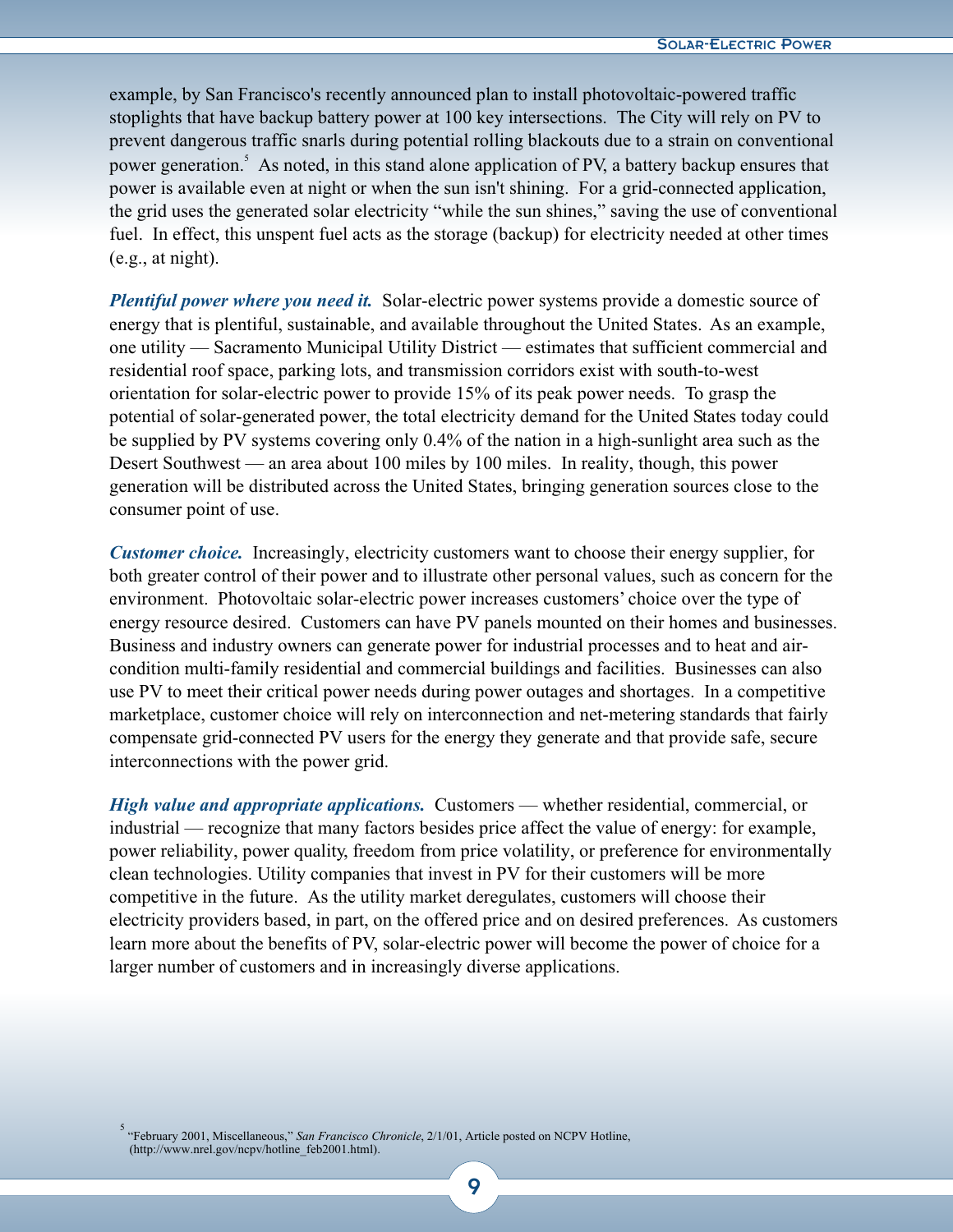example, by San Francisco's recently announced plan to install photovoltaic-powered traffic stoplights that have backup battery power at 100 key intersections. The City will rely on PV to prevent dangerous traffic snarls during potential rolling blackouts due to a strain on conventional power generation.[5] As noted, in this stand alone application of PV, a battery backup ensures that power is available even at night or when the sun isn't shining. For a grid-connected application, the grid uses the generated solar electricity "while the sun shines," saving the use of conventional fuel. In effect, this unspent fuel acts as the storage (backup) for electricity needed at other times (e.g., at night).

***Plentiful power where you need it.*** Solar-electric power systems provide a domestic source of energy that is plentiful, sustainable, and available throughout the United States. As an example, one utility — Sacramento Municipal Utility District — estimates that sufficient commercial and residential roof space, parking lots, and transmission corridors exist with south-to-west orientation for solar-electric power to provide 15% of its peak power needs. To grasp the potential of solar-generated power, the total electricity demand for the United States today could be supplied by PV systems covering only 0.4% of the nation in a high-sunlight area such as the Desert Southwest — an area about 100 miles by 100 miles. In reality, though, this power generation will be distributed across the United States, bringing generation sources close to the consumer point of use.

***Customer choice.*** Increasingly, electricity customers want to choose their energy supplier, for both greater control of their power and to illustrate other personal values, such as concern for the environment. Photovoltaic solar-electric power increases customers' choice over the type of energy resource desired. Customers can have PV panels mounted on their homes and businesses. Business and industry owners can generate power for industrial processes and to heat and air-condition multi-family residential and commercial buildings and facilities. Businesses can also use PV to meet their critical power needs during power outages and shortages. In a competitive marketplace, customer choice will rely on interconnection and net-metering standards that fairly compensate grid-connected PV users for the energy they generate and that provide safe, secure interconnections with the power grid.

***High value and appropriate applications.*** Customers — whether residential, commercial, or industrial — recognize that many factors besides price affect the value of energy: for example, power reliability, power quality, freedom from price volatility, or preference for environmentally clean technologies. Utility companies that invest in PV for their customers will be more competitive in the future. As the utility market deregulates, customers will choose their electricity providers based, in part, on the offered price and on desired preferences. As customers learn more about the benefits of PV, solar-electric power will become the power of choice for a larger number of customers and in increasingly diverse applications.

[5] "February 2001, Miscellaneous," *San Francisco Chronicle*, 2/1/01, Article posted on NCPV Hotline, (http://www.nrel.gov/ncpv/hotline_feb2001.html).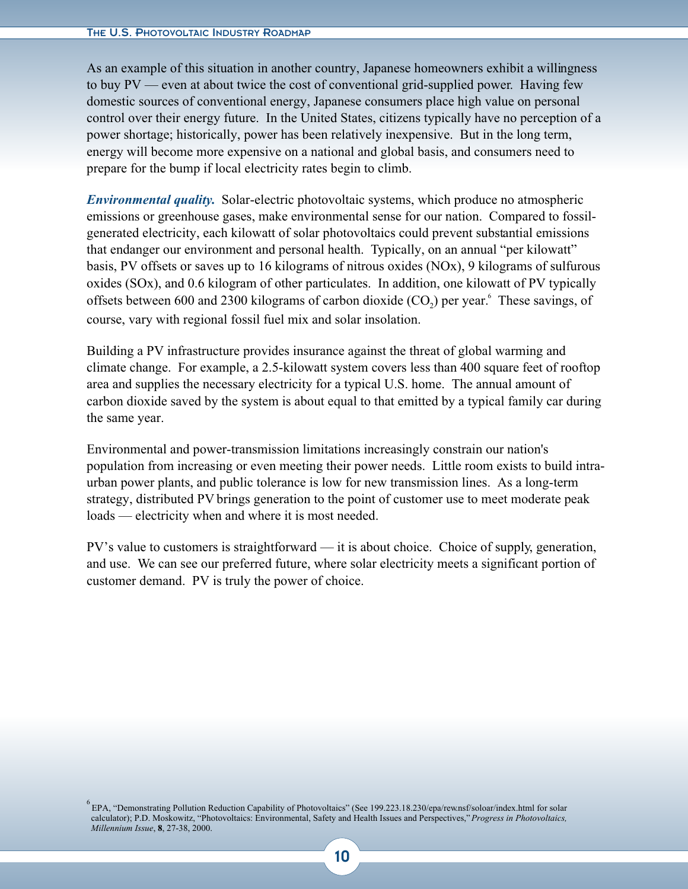As an example of this situation in another country, Japanese homeowners exhibit a willingness to buy PV — even at about twice the cost of conventional grid-supplied power. Having few domestic sources of conventional energy, Japanese consumers place high value on personal control over their energy future. In the United States, citizens typically have no perception of a power shortage; historically, power has been relatively inexpensive. But in the long term, energy will become more expensive on a national and global basis, and consumers need to prepare for the bump if local electricity rates begin to climb.

***Environmental quality.*** Solar-electric photovoltaic systems, which produce no atmospheric emissions or greenhouse gases, make environmental sense for our nation. Compared to fossil-generated electricity, each kilowatt of solar photovoltaics could prevent substantial emissions that endanger our environment and personal health. Typically, on an annual "per kilowatt" basis, PV offsets or saves up to 16 kilograms of nitrous oxides (NOx), 9 kilograms of sulfurous oxides (SOx), and 0.6 kilogram of other particulates. In addition, one kilowatt of PV typically offsets between 600 and 2300 kilograms of carbon dioxide ($CO_2$) per year.[6] These savings, of course, vary with regional fossil fuel mix and solar insolation.

Building a PV infrastructure provides insurance against the threat of global warming and climate change. For example, a 2.5-kilowatt system covers less than 400 square feet of rooftop area and supplies the necessary electricity for a typical U.S. home. The annual amount of carbon dioxide saved by the system is about equal to that emitted by a typical family car during the same year.

Environmental and power-transmission limitations increasingly constrain our nation's population from increasing or even meeting their power needs. Little room exists to build intra-urban power plants, and public tolerance is low for new transmission lines. As a long-term strategy, distributed PV brings generation to the point of customer use to meet moderate peak loads — electricity when and where it is most needed.

PV's value to customers is straightforward — it is about choice. Choice of supply, generation, and use. We can see our preferred future, where solar electricity meets a significant portion of customer demand. PV is truly the power of choice.

[6] EPA, "Demonstrating Pollution Reduction Capability of Photovoltaics" (See 199.223.18.230/epa/rew.nsf/soloar/index.html for solar calculator); P.D. Moskowitz, "Photovoltaics: Environmental, Safety and Health Issues and Perspectives," *Progress in Photovoltaics, Millennium Issue*, **8**, 27-38, 2000.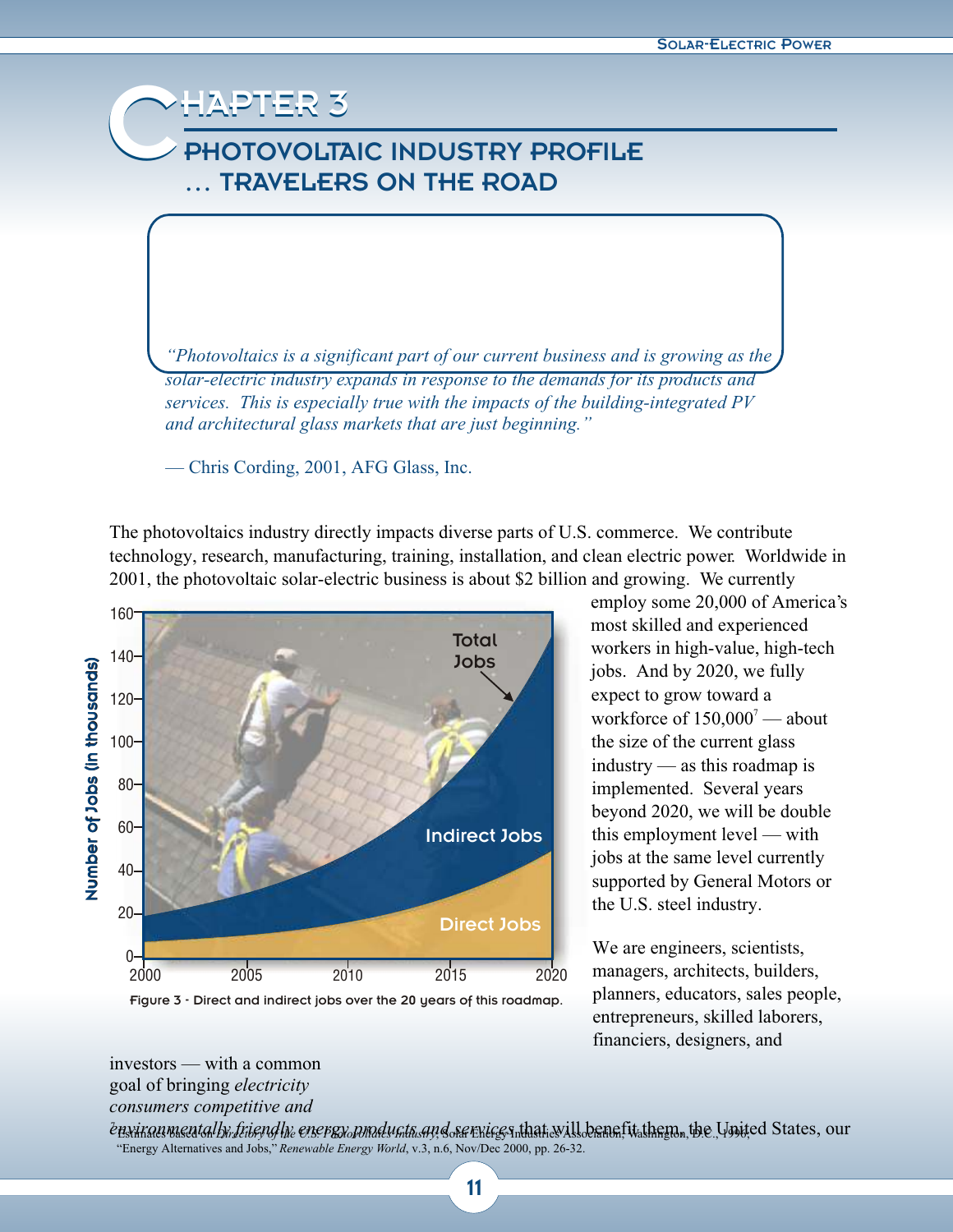# Chapter 3

## Photovoltaic Industry Profile … Travelers on the Road

*"Photovoltaics is a significant part of our current business and is growing as the solar-electric industry expands in response to the demands for its products and services. This is especially true with the impacts of the building-integrated PV and architectural glass markets that are just beginning."*

— Chris Cording, 2001, AFG Glass, Inc.

The photovoltaics industry directly impacts diverse parts of U.S. commerce. We contribute technology, research, manufacturing, training, installation, and clean electric power. Worldwide in 2001, the photovoltaic solar-electric business is about $2 billion and growing. We currently employ some 20,000 of America's most skilled and experienced workers in high-value, high-tech jobs. And by 2020, we fully expect to grow toward a workforce of 150,000[7] — about the size of the current glass industry — as this roadmap is implemented. Several years beyond 2020, we will be double this employment level — with jobs at the same level currently supported by General Motors or the U.S. steel industry.

Figure 3 - Direct and indirect jobs over the 20 years of this roadmap.

We are engineers, scientists, managers, architects, builders, planners, educators, sales people, entrepreneurs, skilled laborers, financiers, designers, and investors — with a common goal of bringing *electricity consumers competitive and environmentally friendly energy products and services* that will benefit them, the United States, our

[7] Estimates based on *Directory of the U.S. Photovoltaics Industry*, Solar Energy Industries Association, Washington, D.C., 1996; "Energy Alternatives and Jobs," *Renewable Energy World*, v.3, n.6, Nov/Dec 2000, pp. 26-32.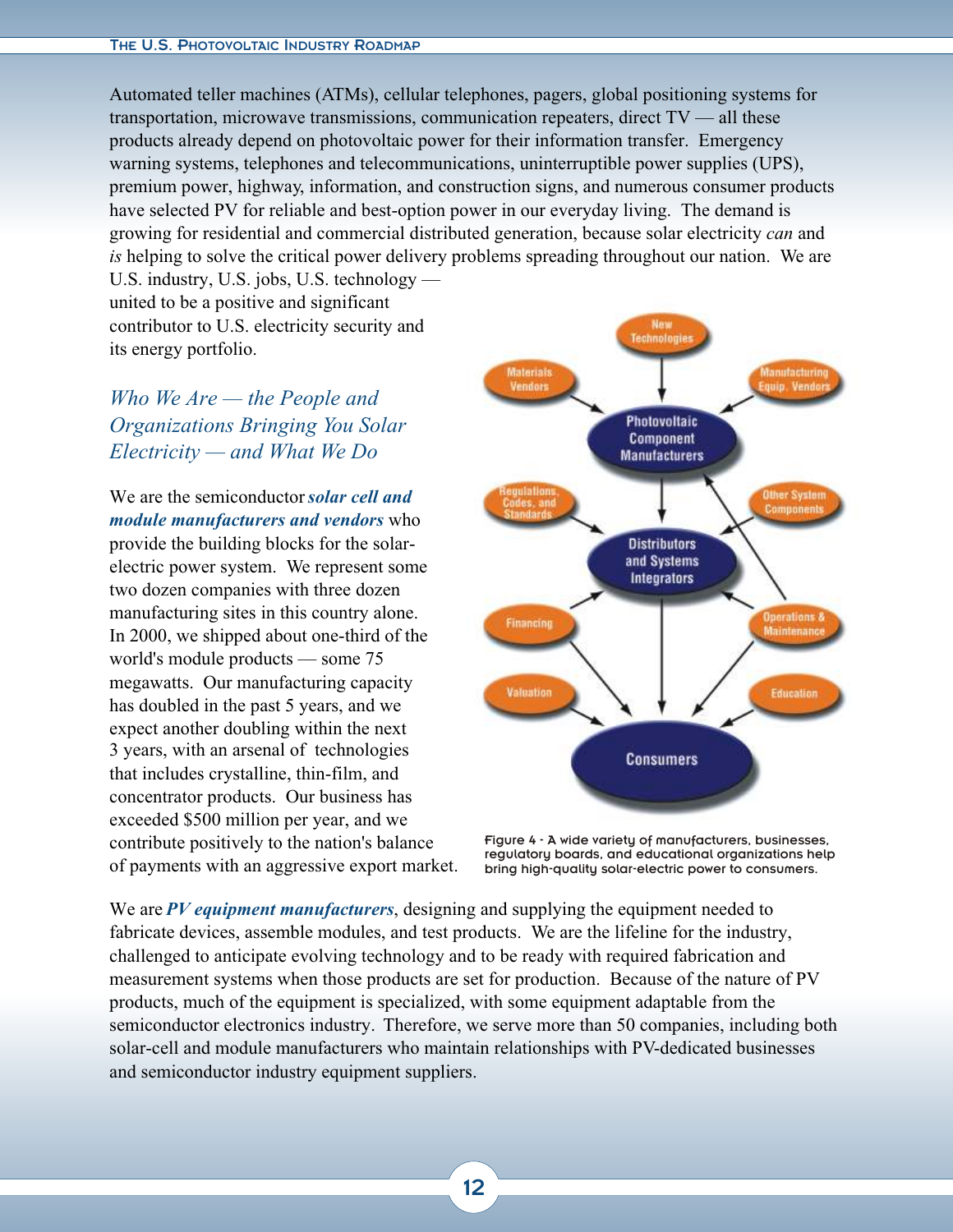Automated teller machines (ATMs), cellular telephones, pagers, global positioning systems for transportation, microwave transmissions, communication repeaters, direct TV — all these products already depend on photovoltaic power for their information transfer. Emergency warning systems, telephones and telecommunications, uninterruptible power supplies (UPS), premium power, highway, information, and construction signs, and numerous consumer products have selected PV for reliable and best-option power in our everyday living. The demand is growing for residential and commercial distributed generation, because solar electricity *can* and *is* helping to solve the critical power delivery problems spreading throughout our nation. We are U.S. industry, U.S. jobs, U.S. technology — united to be a positive and significant contributor to U.S. electricity security and its energy portfolio.

## *Who We Are — the People and Organizations Bringing You Solar Electricity — and What We Do*

We are the semiconductor ***solar cell and module manufacturers and vendors*** who provide the building blocks for the solar-electric power system. We represent some two dozen companies with three dozen manufacturing sites in this country alone. In 2000, we shipped about one-third of the world's module products — some 75 megawatts. Our manufacturing capacity has doubled in the past 5 years, and we expect another doubling within the next 3 years, with an arsenal of technologies that includes crystalline, thin-film, and concentrator products. Our business has exceeded $500 million per year, and we contribute positively to the nation's balance of payments with an aggressive export market.

Figure 4 - A wide variety of manufacturers, businesses, regulatory boards, and educational organizations help bring high-quality solar-electric power to consumers.

We are ***PV equipment manufacturers***, designing and supplying the equipment needed to fabricate devices, assemble modules, and test products. We are the lifeline for the industry, challenged to anticipate evolving technology and to be ready with required fabrication and measurement systems when those products are set for production. Because of the nature of PV products, much of the equipment is specialized, with some equipment adaptable from the semiconductor electronics industry. Therefore, we serve more than 50 companies, including both solar-cell and module manufacturers who maintain relationships with PV-dedicated businesses and semiconductor industry equipment suppliers.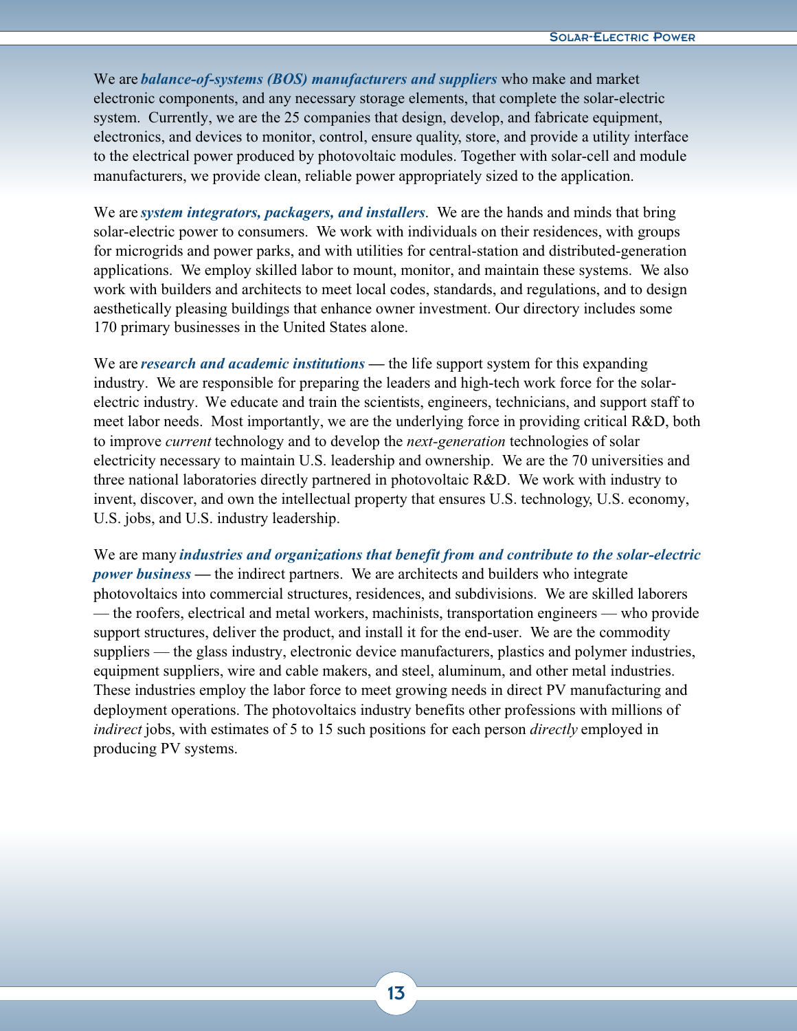We are ***balance-of-systems (BOS) manufacturers and suppliers*** who make and market electronic components, and any necessary storage elements, that complete the solar-electric system. Currently, we are the 25 companies that design, develop, and fabricate equipment, electronics, and devices to monitor, control, ensure quality, store, and provide a utility interface to the electrical power produced by photovoltaic modules. Together with solar-cell and module manufacturers, we provide clean, reliable power appropriately sized to the application.

We are ***system integrators, packagers, and installers***. We are the hands and minds that bring solar-electric power to consumers. We work with individuals on their residences, with groups for microgrids and power parks, and with utilities for central-station and distributed-generation applications. We employ skilled labor to mount, monitor, and maintain these systems. We also work with builders and architects to meet local codes, standards, and regulations, and to design aesthetically pleasing buildings that enhance owner investment. Our directory includes some 170 primary businesses in the United States alone.

We are ***research and academic institutions*** **—** the life support system for this expanding industry. We are responsible for preparing the leaders and high-tech work force for the solar-electric industry. We educate and train the scientists, engineers, technicians, and support staff to meet labor needs. Most importantly, we are the underlying force in providing critical R&D, both to improve *current* technology and to develop the *next-generation* technologies of solar electricity necessary to maintain U.S. leadership and ownership. We are the 70 universities and three national laboratories directly partnered in photovoltaic R&D. We work with industry to invent, discover, and own the intellectual property that ensures U.S. technology, U.S. economy, U.S. jobs, and U.S. industry leadership.

We are many ***industries and organizations that benefit from and contribute to the solar-electric power business*** **—** the indirect partners. We are architects and builders who integrate photovoltaics into commercial structures, residences, and subdivisions. We are skilled laborers — the roofers, electrical and metal workers, machinists, transportation engineers — who provide support structures, deliver the product, and install it for the end-user. We are the commodity suppliers — the glass industry, electronic device manufacturers, plastics and polymer industries, equipment suppliers, wire and cable makers, and steel, aluminum, and other metal industries. These industries employ the labor force to meet growing needs in direct PV manufacturing and deployment operations. The photovoltaics industry benefits other professions with millions of *indirect* jobs, with estimates of 5 to 15 such positions for each person *directly* employed in producing PV systems.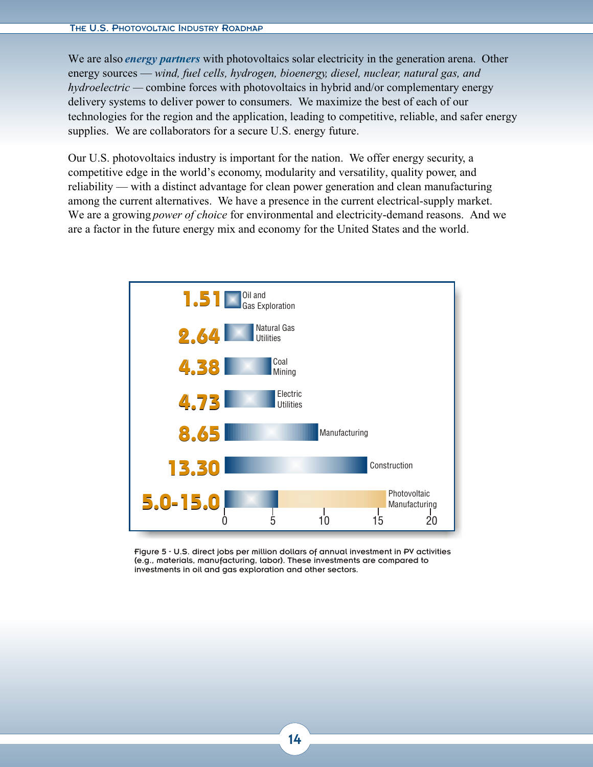We are also ***energy partners*** with photovoltaics solar electricity in the generation arena. Other energy sources — *wind, fuel cells, hydrogen, bioenergy, diesel, nuclear, natural gas, and hydroelectric* — combine forces with photovoltaics in hybrid and/or complementary energy delivery systems to deliver power to consumers. We maximize the best of each of our technologies for the region and the application, leading to competitive, reliable, and safer energy supplies. We are collaborators for a secure U.S. energy future.

Our U.S. photovoltaics industry is important for the nation. We offer energy security, a competitive edge in the world's economy, modularity and versatility, quality power, and reliability — with a distinct advantage for clean power generation and clean manufacturing among the current alternatives. We have a presence in the current electrical-supply market. We are a growing *power of choice* for environmental and electricity-demand reasons. And we are a factor in the future energy mix and economy for the United States and the world.

| Sector | Jobs per million dollars |
| --- | --- |
| Oil and Gas Exploration | 1.51 |
| Natural Gas Utilities | 2.64 |
| Coal Mining | 4.38 |
| Electric Utilities | 4.73 |
| Manufacturing | 8.65 |
| Construction | 13.30 |
| Photovoltaic Manufacturing | 5.0-15.0 |

Figure 5 - U.S. direct jobs per million dollars of annual investment in PV activities (e.g., materials, manufacturing, labor). These investments are compared to investments in oil and gas exploration and other sectors.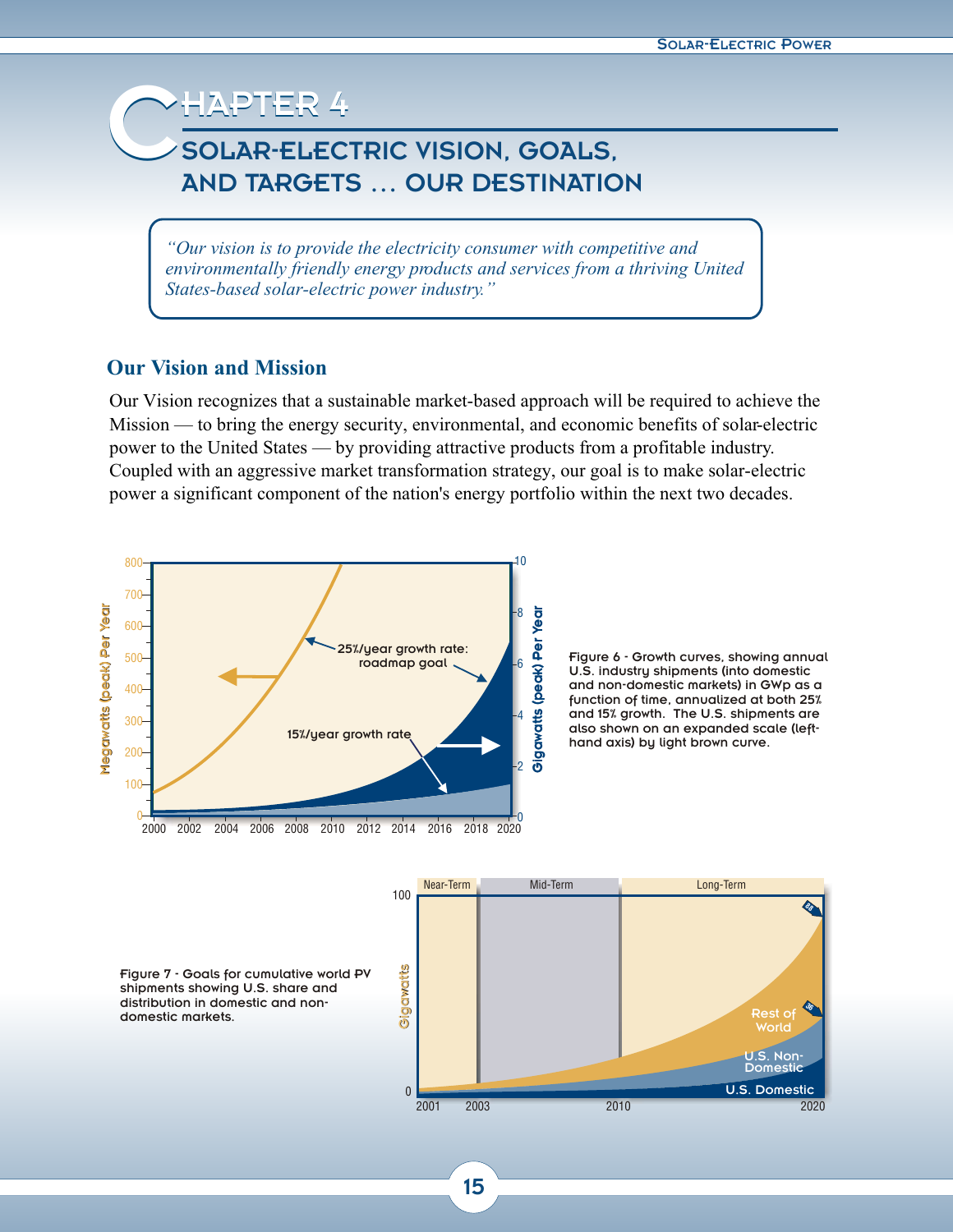# Chapter 4

## Solar-Electric Vision, Goals, and Targets … Our Destination

> *"Our vision is to provide the electricity consumer with competitive and environmentally friendly energy products and services from a thriving United States-based solar-electric power industry."*

### Our Vision and Mission

Our Vision recognizes that a sustainable market-based approach will be required to achieve the Mission — to bring the energy security, environmental, and economic benefits of solar-electric power to the United States — by providing attractive products from a profitable industry. Coupled with an aggressive market transformation strategy, our goal is to make solar-electric power a significant component of the nation's energy portfolio within the next two decades.

Figure 6 - Growth curves, showing annual U.S. industry shipments (into domestic and non-domestic markets) in GWp as a function of time, annualized at both 25% and 15% growth. The U.S. shipments are also shown on an expanded scale (left-hand axis) by light brown curve.

Figure 7 - Goals for cumulative world PV shipments showing U.S. share and distribution in domestic and non-domestic markets.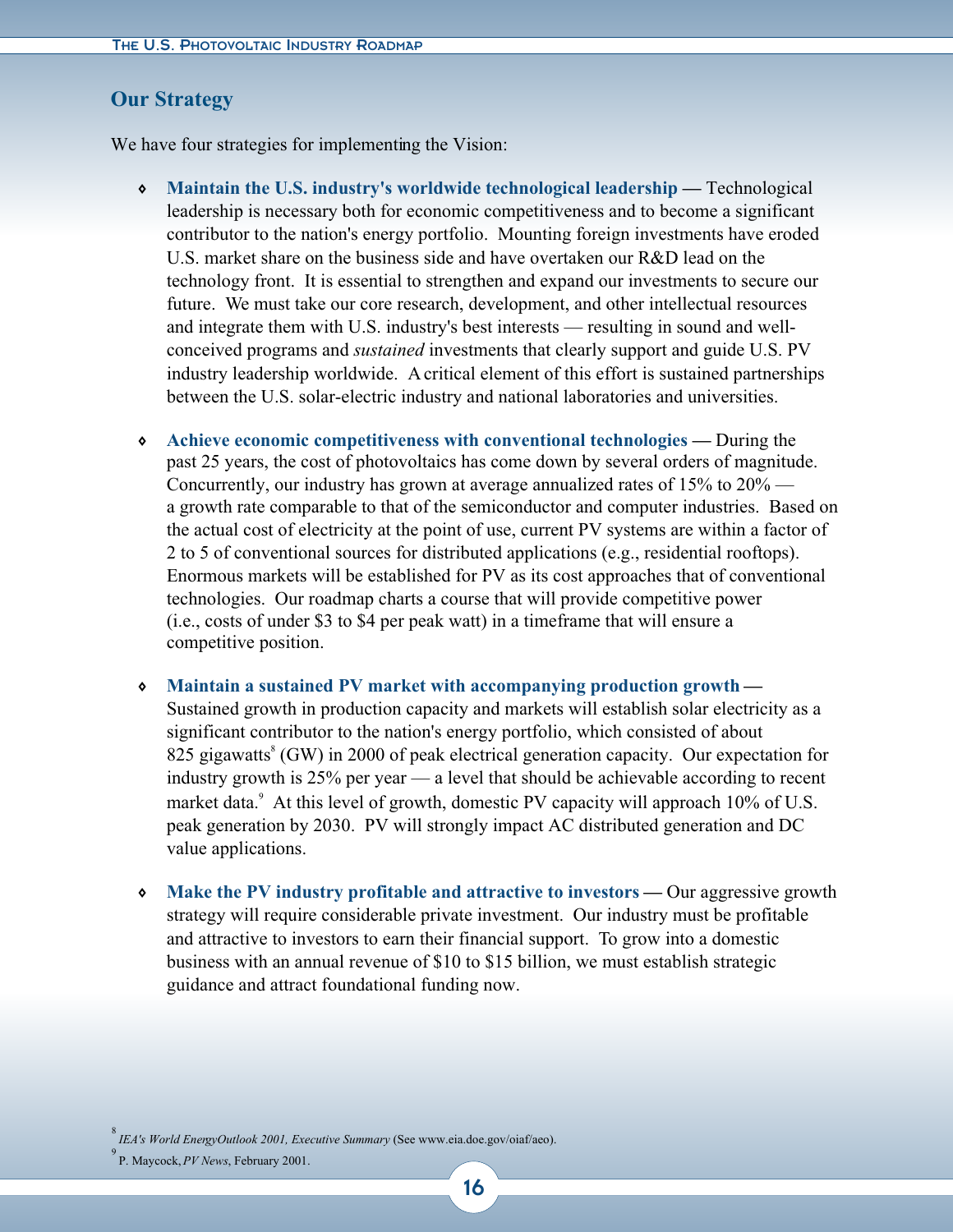## Our Strategy

We have four strategies for implementing the Vision:

- **Maintain the U.S. industry's worldwide technological leadership —** Technological leadership is necessary both for economic competitiveness and to become a significant contributor to the nation's energy portfolio. Mounting foreign investments have eroded U.S. market share on the business side and have overtaken our R&D lead on the technology front. It is essential to strengthen and expand our investments to secure our future. We must take our core research, development, and other intellectual resources and integrate them with U.S. industry's best interests — resulting in sound and well-conceived programs and *sustained* investments that clearly support and guide U.S. PV industry leadership worldwide. A critical element of this effort is sustained partnerships between the U.S. solar-electric industry and national laboratories and universities.

- **Achieve economic competitiveness with conventional technologies —** During the past 25 years, the cost of photovoltaics has come down by several orders of magnitude. Concurrently, our industry has grown at average annualized rates of 15% to 20% — a growth rate comparable to that of the semiconductor and computer industries. Based on the actual cost of electricity at the point of use, current PV systems are within a factor of 2 to 5 of conventional sources for distributed applications (e.g., residential rooftops). Enormous markets will be established for PV as its cost approaches that of conventional technologies. Our roadmap charts a course that will provide competitive power (i.e., costs of under $3 to $4 per peak watt) in a timeframe that will ensure a competitive position.

- **Maintain a sustained PV market with accompanying production growth —** Sustained growth in production capacity and markets will establish solar electricity as a significant contributor to the nation's energy portfolio, which consisted of about 825 gigawatts[8] (GW) in 2000 of peak electrical generation capacity. Our expectation for industry growth is 25% per year — a level that should be achievable according to recent market data.[9] At this level of growth, domestic PV capacity will approach 10% of U.S. peak generation by 2030. PV will strongly impact AC distributed generation and DC value applications.

- **Make the PV industry profitable and attractive to investors —** Our aggressive growth strategy will require considerable private investment. Our industry must be profitable and attractive to investors to earn their financial support. To grow into a domestic business with an annual revenue of $10 to $15 billion, we must establish strategic guidance and attract foundational funding now.

---

[8] *IEA's World EnergyOutlook 2001, Executive Summary* (See www.eia.doe.gov/oiaf/aeo).

[9] P. Maycock, *PV News*, February 2001.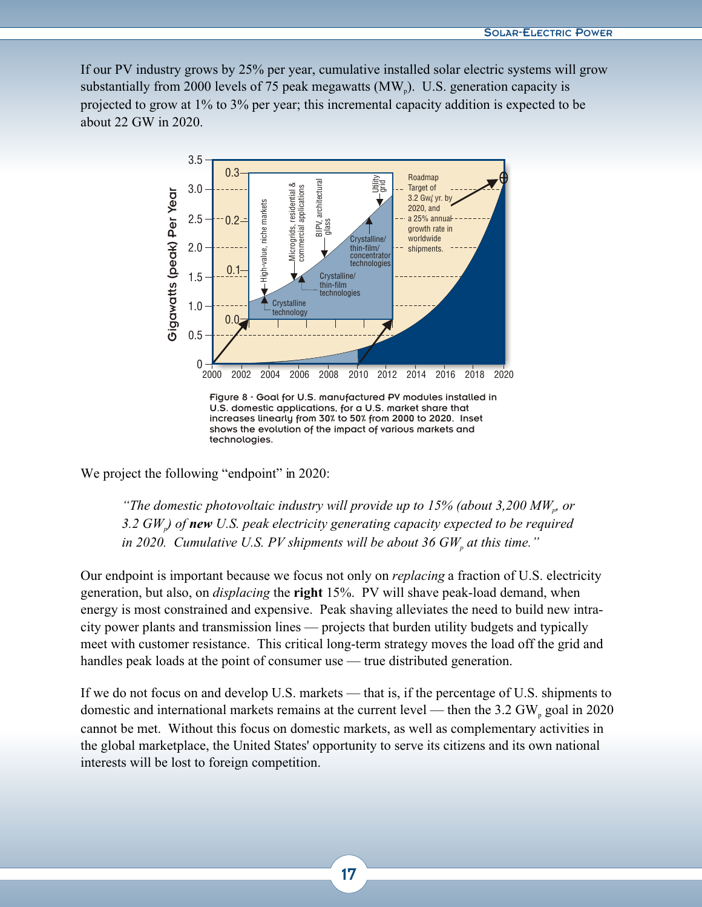If our PV industry grows by 25% per year, cumulative installed solar electric systems will grow substantially from 2000 levels of 75 peak megawatts ($MW_p$). U.S. generation capacity is projected to grow at 1% to 3% per year; this incremental capacity addition is expected to be about 22 GW in 2020.

Figure 8 - Goal for U.S. manufactured PV modules installed in U.S. domestic applications, for a U.S. market share that increases linearly from 30% to 50% from 2000 to 2020. Inset shows the evolution of the impact of various markets and technologies.

We project the following "endpoint" in 2020:

> *"The domestic photovoltaic industry will provide up to 15% (about 3,200 $MW_p$, or 3.2 $GW_p$) of **new** U.S. peak electricity generating capacity expected to be required in 2020. Cumulative U.S. PV shipments will be about 36 $GW_p$ at this time."*

Our endpoint is important because we focus not only on *replacing* a fraction of U.S. electricity generation, but also, on *displacing* the **right** 15%. PV will shave peak-load demand, when energy is most constrained and expensive. Peak shaving alleviates the need to build new intra-city power plants and transmission lines — projects that burden utility budgets and typically meet with customer resistance. This critical long-term strategy moves the load off the grid and handles peak loads at the point of consumer use — true distributed generation.

If we do not focus on and develop U.S. markets — that is, if the percentage of U.S. shipments to domestic and international markets remains at the current level — then the 3.2 $GW_p$ goal in 2020 cannot be met. Without this focus on domestic markets, as well as complementary activities in the global marketplace, the United States' opportunity to serve its citizens and its own national interests will be lost to foreign competition.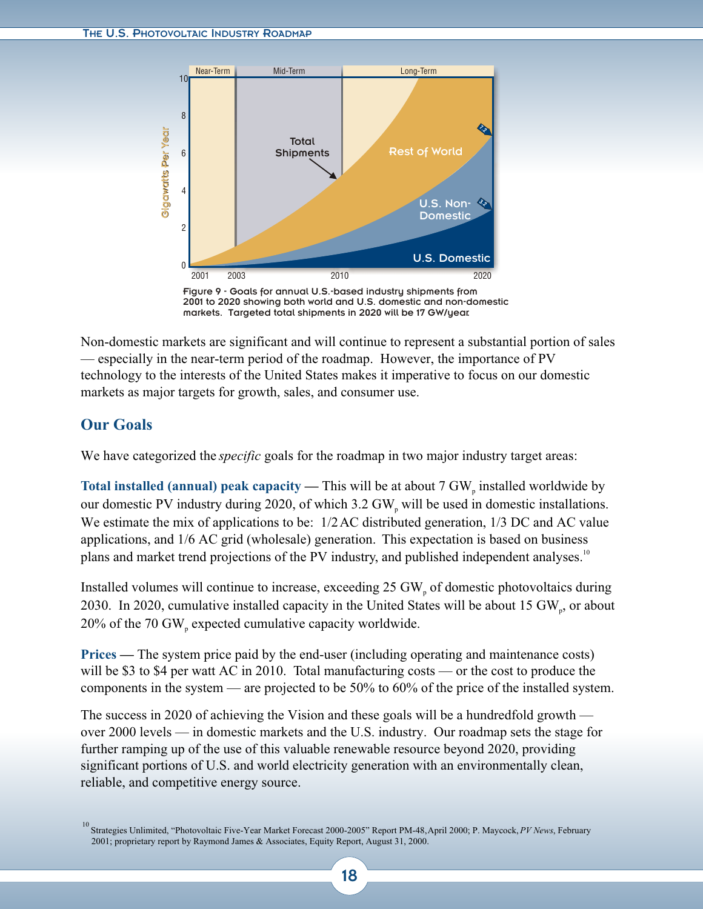Figure 9 - Goals for annual U.S.-based industry shipments from 2001 to 2020 showing both world and U.S. domestic and non-domestic markets. Targeted total shipments in 2020 will be 17 GW/year.

Non-domestic markets are significant and will continue to represent a substantial portion of sales — especially in the near-term period of the roadmap. However, the importance of PV technology to the interests of the United States makes it imperative to focus on our domestic markets as major targets for growth, sales, and consumer use.

## Our Goals

We have categorized the *specific* goals for the roadmap in two major industry target areas:

**Total installed (annual) peak capacity** — This will be at about 7 $GW_p$ installed worldwide by our domestic PV industry during 2020, of which 3.2 $GW_p$ will be used in domestic installations. We estimate the mix of applications to be: 1/2 AC distributed generation, 1/3 DC and AC value applications, and 1/6 AC grid (wholesale) generation. This expectation is based on business plans and market trend projections of the PV industry, and published independent analyses.[10]

Installed volumes will continue to increase, exceeding 25 $GW_p$ of domestic photovoltaics during 2030. In 2020, cumulative installed capacity in the United States will be about 15 $GW_p$, or about 20% of the 70 $GW_p$ expected cumulative capacity worldwide.

**Prices** — The system price paid by the end-user (including operating and maintenance costs) will be \$3 to \$4 per watt AC in 2010. Total manufacturing costs — or the cost to produce the components in the system — are projected to be 50% to 60% of the price of the installed system.

The success in 2020 of achieving the Vision and these goals will be a hundredfold growth — over 2000 levels — in domestic markets and the U.S. industry. Our roadmap sets the stage for further ramping up of the use of this valuable renewable resource beyond 2020, providing significant portions of U.S. and world electricity generation with an environmentally clean, reliable, and competitive energy source.

[10] Strategies Unlimited, "Photovoltaic Five-Year Market Forecast 2000-2005" Report PM-48, April 2000; P. Maycock, *PV News*, February 2001; proprietary report by Raymond James & Associates, Equity Report, August 31, 2000.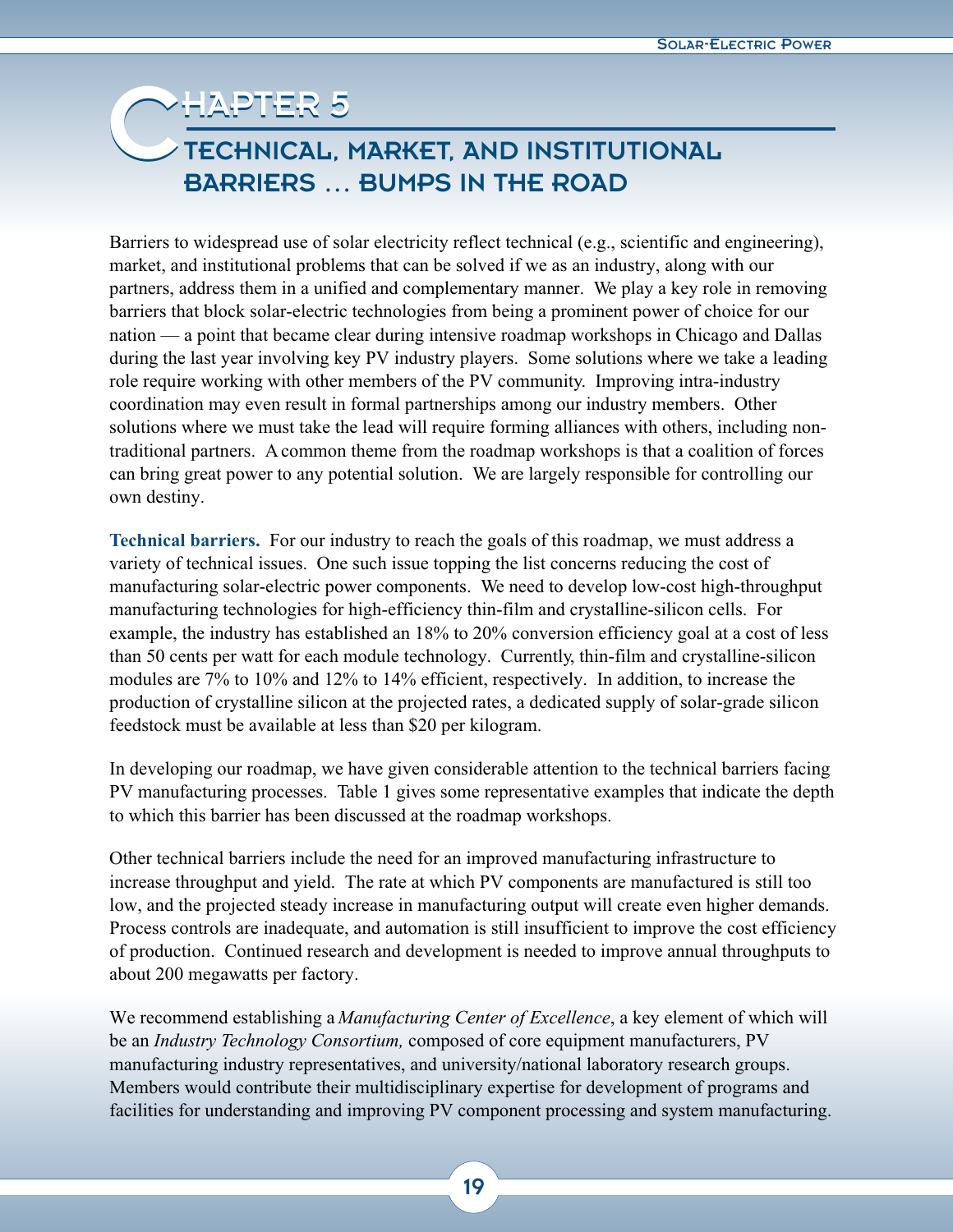# Chapter 5

## Technical, Market, and Institutional Barriers ... Bumps in the Road

Barriers to widespread use of solar electricity reflect technical (e.g., scientific and engineering), market, and institutional problems that can be solved if we as an industry, along with our partners, address them in a unified and complementary manner. We play a key role in removing barriers that block solar-electric technologies from being a prominent power of choice for our nation — a point that became clear during intensive roadmap workshops in Chicago and Dallas during the last year involving key PV industry players. Some solutions where we take a leading role require working with other members of the PV community. Improving intra-industry coordination may even result in formal partnerships among our industry members. Other solutions where we must take the lead will require forming alliances with others, including non-traditional partners. A common theme from the roadmap workshops is that a coalition of forces can bring great power to any potential solution. We are largely responsible for controlling our own destiny.

**Technical barriers.** For our industry to reach the goals of this roadmap, we must address a variety of technical issues. One such issue topping the list concerns reducing the cost of manufacturing solar-electric power components. We need to develop low-cost high-throughput manufacturing technologies for high-efficiency thin-film and crystalline-silicon cells. For example, the industry has established an 18% to 20% conversion efficiency goal at a cost of less than 50 cents per watt for each module technology. Currently, thin-film and crystalline-silicon modules are 7% to 10% and 12% to 14% efficient, respectively. In addition, to increase the production of crystalline silicon at the projected rates, a dedicated supply of solar-grade silicon feedstock must be available at less than $20 per kilogram.

In developing our roadmap, we have given considerable attention to the technical barriers facing PV manufacturing processes. Table 1 gives some representative examples that indicate the depth to which this barrier has been discussed at the roadmap workshops.

Other technical barriers include the need for an improved manufacturing infrastructure to increase throughput and yield. The rate at which PV components are manufactured is still too low, and the projected steady increase in manufacturing output will create even higher demands. Process controls are inadequate, and automation is still insufficient to improve the cost efficiency of production. Continued research and development is needed to improve annual throughputs to about 200 megawatts per factory.

We recommend establishing a *Manufacturing Center of Excellence*, a key element of which will be an *Industry Technology Consortium,* composed of core equipment manufacturers, PV manufacturing industry representatives, and university/national laboratory research groups. Members would contribute their multidisciplinary expertise for development of programs and facilities for understanding and improving PV component processing and system manufacturing.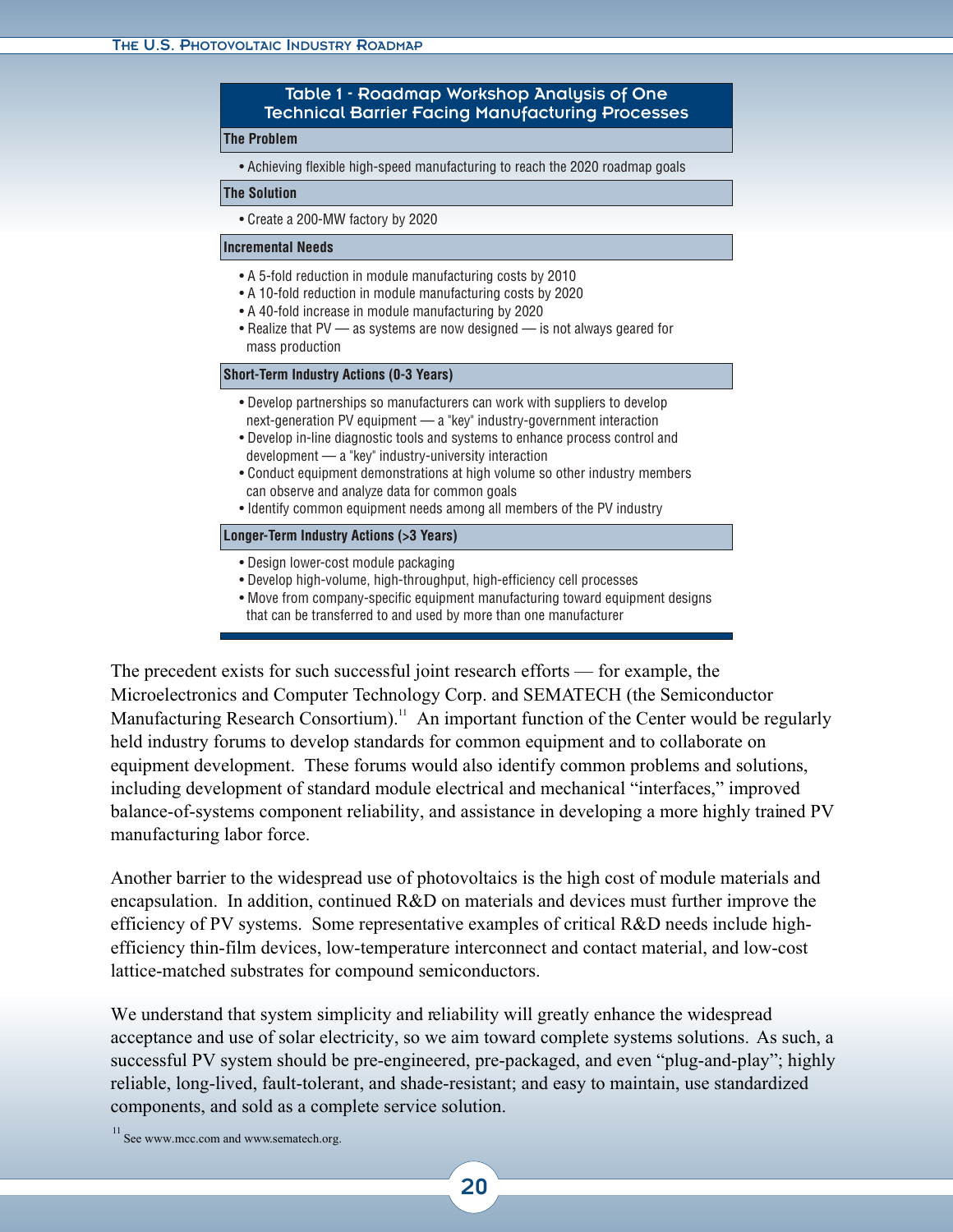**Table 1 - Roadmap Workshop Analysis of One Technical Barrier Facing Manufacturing Processes**

**The Problem**

- Achieving flexible high-speed manufacturing to reach the 2020 roadmap goals

**The Solution**

- Create a 200-MW factory by 2020

**Incremental Needs**

- A 5-fold reduction in module manufacturing costs by 2010
- A 10-fold reduction in module manufacturing costs by 2020
- A 40-fold increase in module manufacturing by 2020
- Realize that PV — as systems are now designed — is not always geared for mass production

**Short-Term Industry Actions (0-3 Years)**

- Develop partnerships so manufacturers can work with suppliers to develop next-generation PV equipment — a "key" industry-government interaction
- Develop in-line diagnostic tools and systems to enhance process control and development — a "key" industry-university interaction
- Conduct equipment demonstrations at high volume so other industry members can observe and analyze data for common goals
- Identify common equipment needs among all members of the PV industry

**Longer-Term Industry Actions (>3 Years)**

- Design lower-cost module packaging
- Develop high-volume, high-throughput, high-efficiency cell processes
- Move from company-specific equipment manufacturing toward equipment designs that can be transferred to and used by more than one manufacturer

The precedent exists for such successful joint research efforts — for example, the Microelectronics and Computer Technology Corp. and SEMATECH (the Semiconductor Manufacturing Research Consortium).[11] An important function of the Center would be regularly held industry forums to develop standards for common equipment and to collaborate on equipment development. These forums would also identify common problems and solutions, including development of standard module electrical and mechanical "interfaces," improved balance-of-systems component reliability, and assistance in developing a more highly trained PV manufacturing labor force.

Another barrier to the widespread use of photovoltaics is the high cost of module materials and encapsulation. In addition, continued R&D on materials and devices must further improve the efficiency of PV systems. Some representative examples of critical R&D needs include high-efficiency thin-film devices, low-temperature interconnect and contact material, and low-cost lattice-matched substrates for compound semiconductors.

We understand that system simplicity and reliability will greatly enhance the widespread acceptance and use of solar electricity, so we aim toward complete systems solutions. As such, a successful PV system should be pre-engineered, pre-packaged, and even "plug-and-play"; highly reliable, long-lived, fault-tolerant, and shade-resistant; and easy to maintain, use standardized components, and sold as a complete service solution.

[11] See www.mcc.com and www.sematech.org.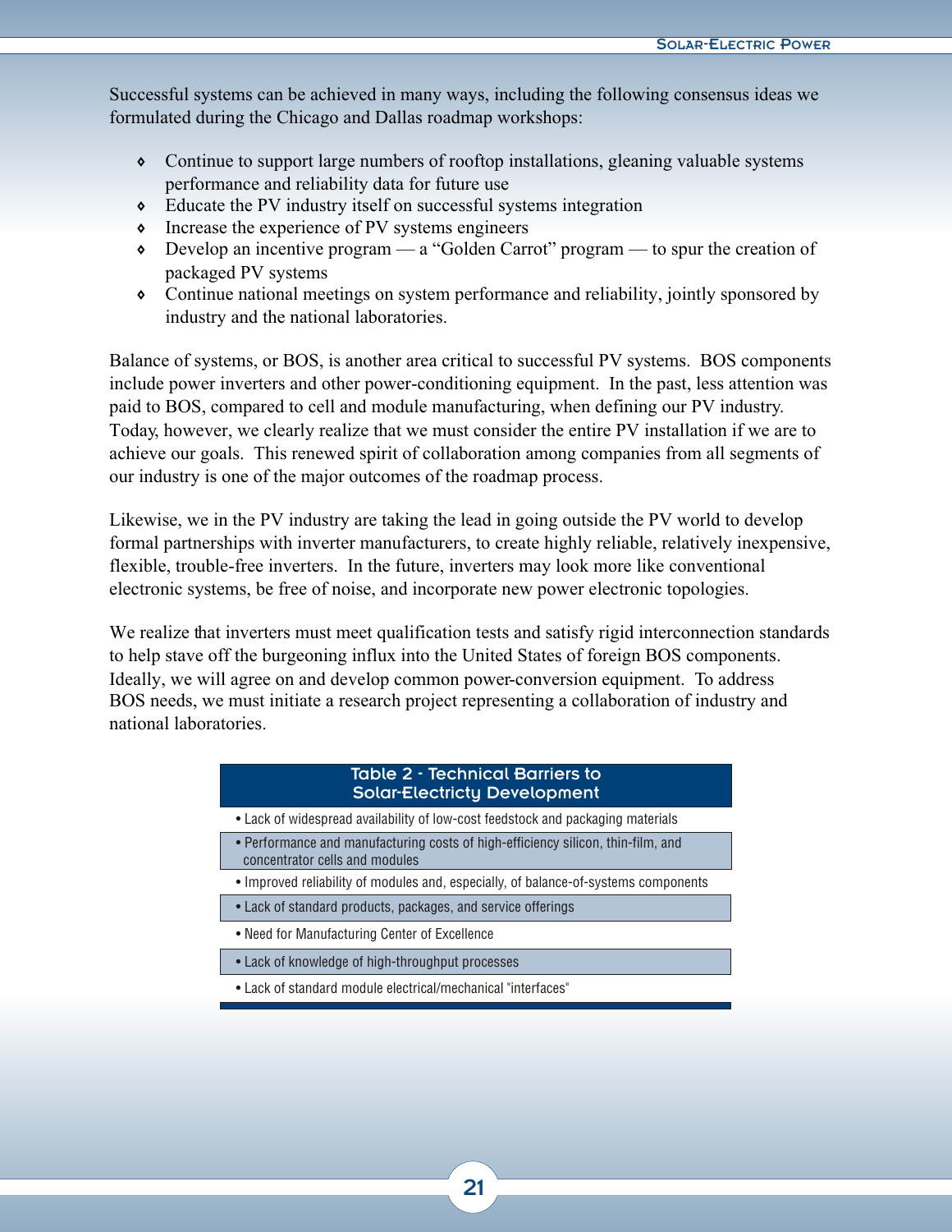Successful systems can be achieved in many ways, including the following consensus ideas we formulated during the Chicago and Dallas roadmap workshops:

- Continue to support large numbers of rooftop installations, gleaning valuable systems performance and reliability data for future use
- Educate the PV industry itself on successful systems integration
- Increase the experience of PV systems engineers
- Develop an incentive program — a "Golden Carrot" program — to spur the creation of packaged PV systems
- Continue national meetings on system performance and reliability, jointly sponsored by industry and the national laboratories.

Balance of systems, or BOS, is another area critical to successful PV systems. BOS components include power inverters and other power-conditioning equipment. In the past, less attention was paid to BOS, compared to cell and module manufacturing, when defining our PV industry. Today, however, we clearly realize that we must consider the entire PV installation if we are to achieve our goals. This renewed spirit of collaboration among companies from all segments of our industry is one of the major outcomes of the roadmap process.

Likewise, we in the PV industry are taking the lead in going outside the PV world to develop formal partnerships with inverter manufacturers, to create highly reliable, relatively inexpensive, flexible, trouble-free inverters. In the future, inverters may look more like conventional electronic systems, be free of noise, and incorporate new power electronic topologies.

We realize that inverters must meet qualification tests and satisfy rigid interconnection standards to help stave off the burgeoning influx into the United States of foreign BOS components. Ideally, we will agree on and develop common power-conversion equipment. To address BOS needs, we must initiate a research project representing a collaboration of industry and national laboratories.

| Table 2 - Technical Barriers to Solar-Electricty Development |
|---|
| • Lack of widespread availability of low-cost feedstock and packaging materials |
| • Performance and manufacturing costs of high-efficiency silicon, thin-film, and concentrator cells and modules |
| • Improved reliability of modules and, especially, of balance-of-systems components |
| • Lack of standard products, packages, and service offerings |
| • Need for Manufacturing Center of Excellence |
| • Lack of knowledge of high-throughput processes |
| • Lack of standard module electrical/mechanical "interfaces" |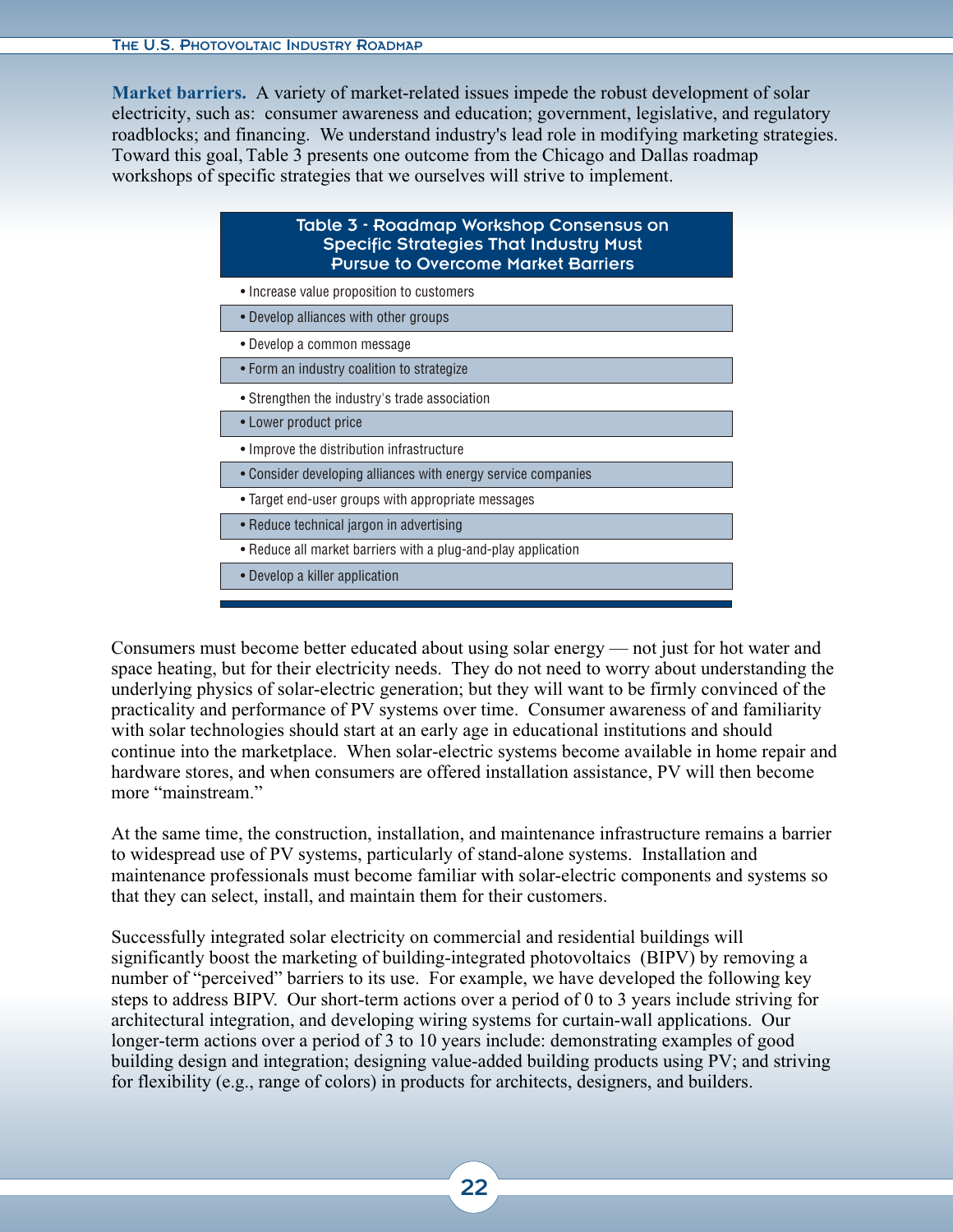**Market barriers.** A variety of market-related issues impede the robust development of solar electricity, such as: consumer awareness and education; government, legislative, and regulatory roadblocks; and financing. We understand industry's lead role in modifying marketing strategies. Toward this goal, Table 3 presents one outcome from the Chicago and Dallas roadmap workshops of specific strategies that we ourselves will strive to implement.

| Table 3 - Roadmap Workshop Consensus on Specific Strategies That Industry Must Pursue to Overcome Market Barriers |
|---|
| • Increase value proposition to customers |
| • Develop alliances with other groups |
| • Develop a common message |
| • Form an industry coalition to strategize |
| • Strengthen the industry's trade association |
| • Lower product price |
| • Improve the distribution infrastructure |
| • Consider developing alliances with energy service companies |
| • Target end-user groups with appropriate messages |
| • Reduce technical jargon in advertising |
| • Reduce all market barriers with a plug-and-play application |
| • Develop a killer application |

Consumers must become better educated about using solar energy — not just for hot water and space heating, but for their electricity needs. They do not need to worry about understanding the underlying physics of solar-electric generation; but they will want to be firmly convinced of the practicality and performance of PV systems over time. Consumer awareness of and familiarity with solar technologies should start at an early age in educational institutions and should continue into the marketplace. When solar-electric systems become available in home repair and hardware stores, and when consumers are offered installation assistance, PV will then become more "mainstream."

At the same time, the construction, installation, and maintenance infrastructure remains a barrier to widespread use of PV systems, particularly of stand-alone systems. Installation and maintenance professionals must become familiar with solar-electric components and systems so that they can select, install, and maintain them for their customers.

Successfully integrated solar electricity on commercial and residential buildings will significantly boost the marketing of building-integrated photovoltaics (BIPV) by removing a number of "perceived" barriers to its use. For example, we have developed the following key steps to address BIPV. Our short-term actions over a period of 0 to 3 years include striving for architectural integration, and developing wiring systems for curtain-wall applications. Our longer-term actions over a period of 3 to 10 years include: demonstrating examples of good building design and integration; designing value-added building products using PV; and striving for flexibility (e.g., range of colors) in products for architects, designers, and builders.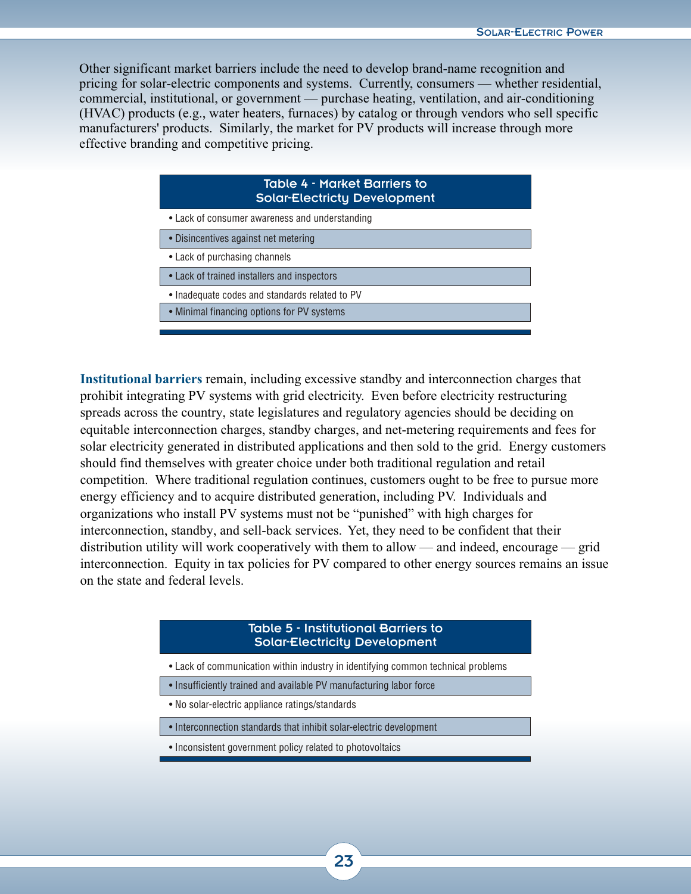Other significant market barriers include the need to develop brand-name recognition and pricing for solar-electric components and systems. Currently, consumers — whether residential, commercial, institutional, or government — purchase heating, ventilation, and air-conditioning (HVAC) products (e.g., water heaters, furnaces) by catalog or through vendors who sell specific manufacturers' products. Similarly, the market for PV products will increase through more effective branding and competitive pricing.

| Table 4 - Market Barriers to Solar-Electricty Development |
|---|
| • Lack of consumer awareness and understanding |
| • Disincentives against net metering |
| • Lack of purchasing channels |
| • Lack of trained installers and inspectors |
| • Inadequate codes and standards related to PV |
| • Minimal financing options for PV systems |

**Institutional barriers** remain, including excessive standby and interconnection charges that prohibit integrating PV systems with grid electricity. Even before electricity restructuring spreads across the country, state legislatures and regulatory agencies should be deciding on equitable interconnection charges, standby charges, and net-metering requirements and fees for solar electricity generated in distributed applications and then sold to the grid. Energy customers should find themselves with greater choice under both traditional regulation and retail competition. Where traditional regulation continues, customers ought to be free to pursue more energy efficiency and to acquire distributed generation, including PV. Individuals and organizations who install PV systems must not be "punished" with high charges for interconnection, standby, and sell-back services. Yet, they need to be confident that their distribution utility will work cooperatively with them to allow — and indeed, encourage — grid interconnection. Equity in tax policies for PV compared to other energy sources remains an issue on the state and federal levels.

| Table 5 - Institutional Barriers to Solar-Electricity Development |
|---|
| • Lack of communication within industry in identifying common technical problems |
| • Insufficiently trained and available PV manufacturing labor force |
| • No solar-electric appliance ratings/standards |
| • Interconnection standards that inhibit solar-electric development |
| • Inconsistent government policy related to photovoltaics |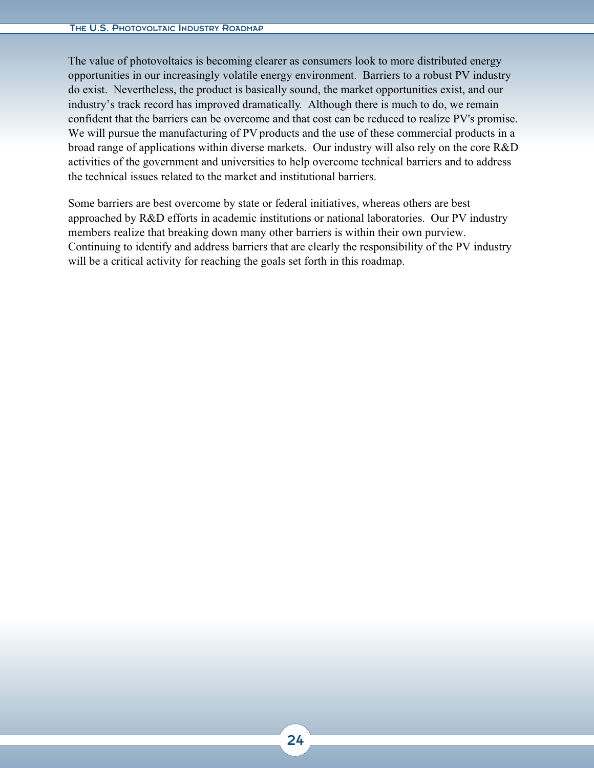The value of photovoltaics is becoming clearer as consumers look to more distributed energy opportunities in our increasingly volatile energy environment. Barriers to a robust PV industry do exist. Nevertheless, the product is basically sound, the market opportunities exist, and our industry's track record has improved dramatically. Although there is much to do, we remain confident that the barriers can be overcome and that cost can be reduced to realize PV's promise. We will pursue the manufacturing of PV products and the use of these commercial products in a broad range of applications within diverse markets. Our industry will also rely on the core R&D activities of the government and universities to help overcome technical barriers and to address the technical issues related to the market and institutional barriers.

Some barriers are best overcome by state or federal initiatives, whereas others are best approached by R&D efforts in academic institutions or national laboratories. Our PV industry members realize that breaking down many other barriers is within their own purview. Continuing to identify and address barriers that are clearly the responsibility of the PV industry will be a critical activity for reaching the goals set forth in this roadmap.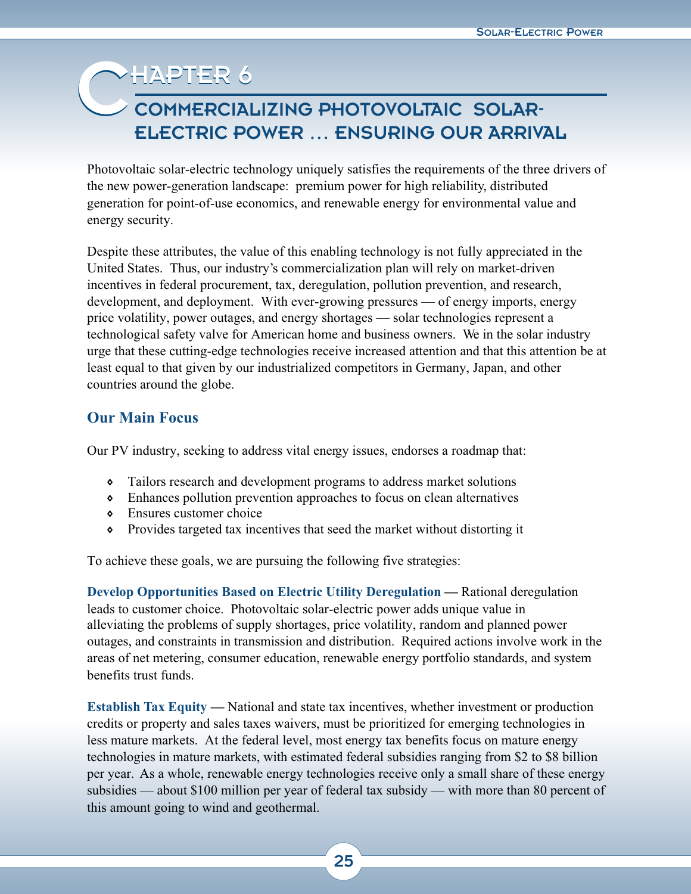# Chapter 6

## Commercializing Photovoltaic Solar-Electric Power … Ensuring Our Arrival

Photovoltaic solar-electric technology uniquely satisfies the requirements of the three drivers of the new power-generation landscape: premium power for high reliability, distributed generation for point-of-use economics, and renewable energy for environmental value and energy security.

Despite these attributes, the value of this enabling technology is not fully appreciated in the United States. Thus, our industry's commercialization plan will rely on market-driven incentives in federal procurement, tax, deregulation, pollution prevention, and research, development, and deployment. With ever-growing pressures — of energy imports, energy price volatility, power outages, and energy shortages — solar technologies represent a technological safety valve for American home and business owners. We in the solar industry urge that these cutting-edge technologies receive increased attention and that this attention be at least equal to that given by our industrialized competitors in Germany, Japan, and other countries around the globe.

### Our Main Focus

Our PV industry, seeking to address vital energy issues, endorses a roadmap that:

- Tailors research and development programs to address market solutions
- Enhances pollution prevention approaches to focus on clean alternatives
- Ensures customer choice
- Provides targeted tax incentives that seed the market without distorting it

To achieve these goals, we are pursuing the following five strategies:

**Develop Opportunities Based on Electric Utility Deregulation —** Rational deregulation leads to customer choice. Photovoltaic solar-electric power adds unique value in alleviating the problems of supply shortages, price volatility, random and planned power outages, and constraints in transmission and distribution. Required actions involve work in the areas of net metering, consumer education, renewable energy portfolio standards, and system benefits trust funds.

**Establish Tax Equity —** National and state tax incentives, whether investment or production credits or property and sales taxes waivers, must be prioritized for emerging technologies in less mature markets. At the federal level, most energy tax benefits focus on mature energy technologies in mature markets, with estimated federal subsidies ranging from $2 to $8 billion per year. As a whole, renewable energy technologies receive only a small share of these energy subsidies — about $100 million per year of federal tax subsidy — with more than 80 percent of this amount going to wind and geothermal.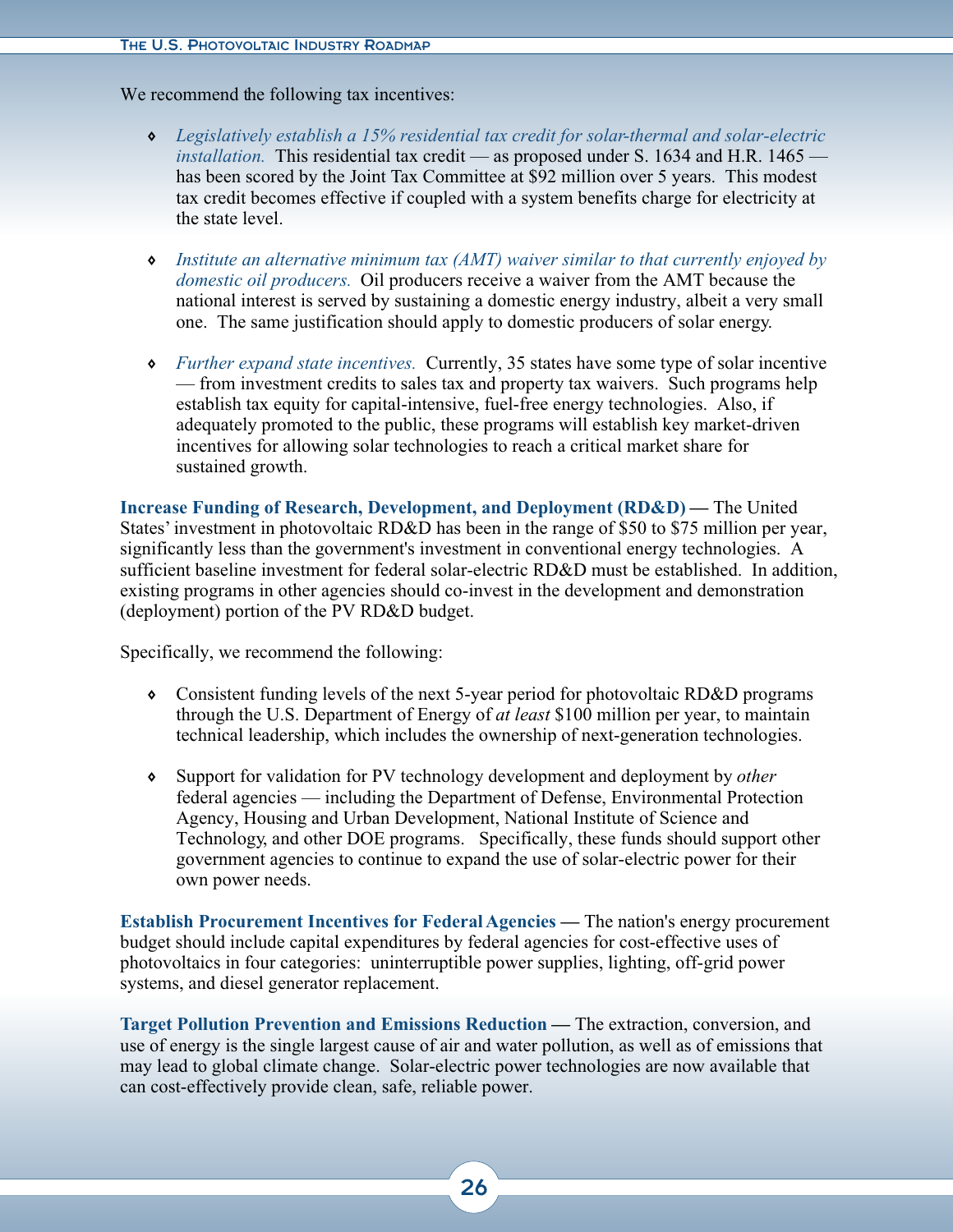We recommend the following tax incentives:

- *Legislatively establish a 15% residential tax credit for solar-thermal and solar-electric installation.* This residential tax credit — as proposed under S. 1634 and H.R. 1465 — has been scored by the Joint Tax Committee at $92 million over 5 years. This modest tax credit becomes effective if coupled with a system benefits charge for electricity at the state level.

- *Institute an alternative minimum tax (AMT) waiver similar to that currently enjoyed by domestic oil producers.* Oil producers receive a waiver from the AMT because the national interest is served by sustaining a domestic energy industry, albeit a very small one. The same justification should apply to domestic producers of solar energy.

- *Further expand state incentives.* Currently, 35 states have some type of solar incentive — from investment credits to sales tax and property tax waivers. Such programs help establish tax equity for capital-intensive, fuel-free energy technologies. Also, if adequately promoted to the public, these programs will establish key market-driven incentives for allowing solar technologies to reach a critical market share for sustained growth.

**Increase Funding of Research, Development, and Deployment (RD&D) —** The United States' investment in photovoltaic RD&D has been in the range of $50 to $75 million per year, significantly less than the government's investment in conventional energy technologies. A sufficient baseline investment for federal solar-electric RD&D must be established. In addition, existing programs in other agencies should co-invest in the development and demonstration (deployment) portion of the PV RD&D budget.

Specifically, we recommend the following:

- Consistent funding levels of the next 5-year period for photovoltaic RD&D programs through the U.S. Department of Energy of *at least* $100 million per year, to maintain technical leadership, which includes the ownership of next-generation technologies.

- Support for validation for PV technology development and deployment by *other* federal agencies — including the Department of Defense, Environmental Protection Agency, Housing and Urban Development, National Institute of Science and Technology, and other DOE programs. Specifically, these funds should support other government agencies to continue to expand the use of solar-electric power for their own power needs.

**Establish Procurement Incentives for Federal Agencies —** The nation's energy procurement budget should include capital expenditures by federal agencies for cost-effective uses of photovoltaics in four categories: uninterruptible power supplies, lighting, off-grid power systems, and diesel generator replacement.

**Target Pollution Prevention and Emissions Reduction —** The extraction, conversion, and use of energy is the single largest cause of air and water pollution, as well as of emissions that may lead to global climate change. Solar-electric power technologies are now available that can cost-effectively provide clean, safe, reliable power.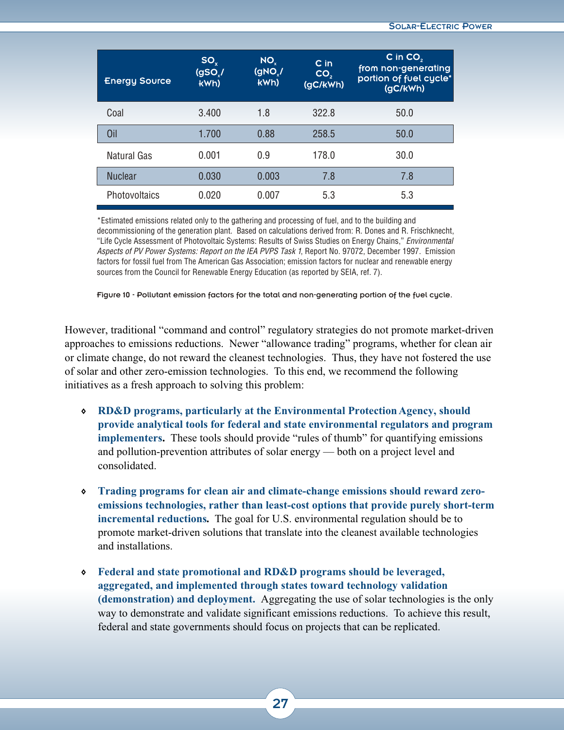| Energy Source | $SO_x$ ($gSO_x$/kWh) | $NO_x$ ($gNO_x$/kWh) | C in $CO_2$ (gC/kWh) | C in $CO_2$ from non-generating portion of fuel cycle* (gC/kWh) |
|---|---|---|---|---|
| Coal | 3.400 | 1.8 | 322.8 | 50.0 |
| Oil | 1.700 | 0.88 | 258.5 | 50.0 |
| Natural Gas | 0.001 | 0.9 | 178.0 | 30.0 |
| Nuclear | 0.030 | 0.003 | 7.8 | 7.8 |
| Photovoltaics | 0.020 | 0.007 | 5.3 | 5.3 |

*Estimated emissions related only to the gathering and processing of fuel, and to the building and decommissioning of the generation plant. Based on calculations derived from: R. Dones and R. Frischknecht, "Life Cycle Assessment of Photovoltaic Systems: Results of Swiss Studies on Energy Chains," *Environmental Aspects of PV Power Systems: Report on the IEA PVPS Task 1*, Report No. 97072, December 1997. Emission factors for fossil fuel from The American Gas Association; emission factors for nuclear and renewable energy sources from the Council for Renewable Energy Education (as reported by SEIA, ref. 7).

Figure 10 - Pollutant emission factors for the total and non-generating portion of the fuel cycle.

However, traditional "command and control" regulatory strategies do not promote market-driven approaches to emissions reductions. Newer "allowance trading" programs, whether for clean air or climate change, do not reward the cleanest technologies. Thus, they have not fostered the use of solar and other zero-emission technologies. To this end, we recommend the following initiatives as a fresh approach to solving this problem:

- **RD&D programs, particularly at the Environmental Protection Agency, should provide analytical tools for federal and state environmental regulators and program implementers.** These tools should provide "rules of thumb" for quantifying emissions and pollution-prevention attributes of solar energy — both on a project level and consolidated.

- **Trading programs for clean air and climate-change emissions should reward zero-emissions technologies, rather than least-cost options that provide purely short-term incremental reductions.** The goal for U.S. environmental regulation should be to promote market-driven solutions that translate into the cleanest available technologies and installations.

- **Federal and state promotional and RD&D programs should be leveraged, aggregated, and implemented through states toward technology validation (demonstration) and deployment.** Aggregating the use of solar technologies is the only way to demonstrate and validate significant emissions reductions. To achieve this result, federal and state governments should focus on projects that can be replicated.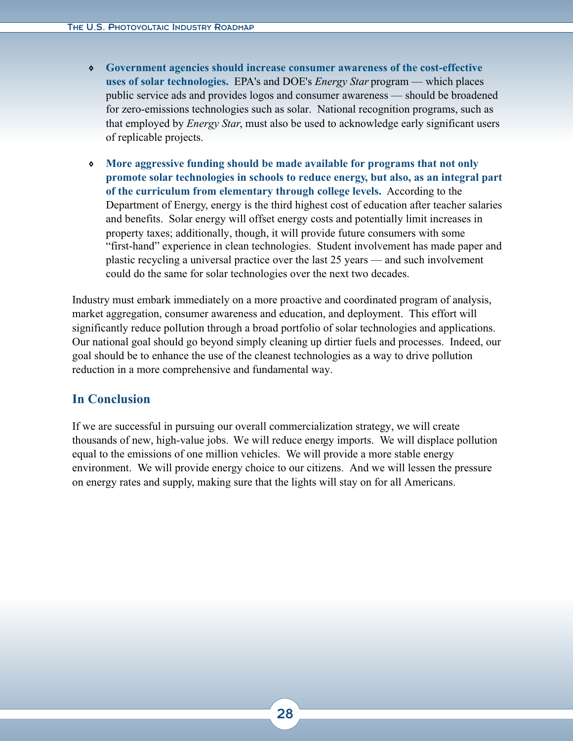- **Government agencies should increase consumer awareness of the cost-effective uses of solar technologies.** EPA's and DOE's *Energy Star* program — which places public service ads and provides logos and consumer awareness — should be broadened for zero-emissions technologies such as solar. National recognition programs, such as that employed by *Energy Star*, must also be used to acknowledge early significant users of replicable projects.

- **More aggressive funding should be made available for programs that not only promote solar technologies in schools to reduce energy, but also, as an integral part of the curriculum from elementary through college levels.** According to the Department of Energy, energy is the third highest cost of education after teacher salaries and benefits. Solar energy will offset energy costs and potentially limit increases in property taxes; additionally, though, it will provide future consumers with some "first-hand" experience in clean technologies. Student involvement has made paper and plastic recycling a universal practice over the last 25 years — and such involvement could do the same for solar technologies over the next two decades.

Industry must embark immediately on a more proactive and coordinated program of analysis, market aggregation, consumer awareness and education, and deployment. This effort will significantly reduce pollution through a broad portfolio of solar technologies and applications. Our national goal should go beyond simply cleaning up dirtier fuels and processes. Indeed, our goal should be to enhance the use of the cleanest technologies as a way to drive pollution reduction in a more comprehensive and fundamental way.

## In Conclusion

If we are successful in pursuing our overall commercialization strategy, we will create thousands of new, high-value jobs. We will reduce energy imports. We will displace pollution equal to the emissions of one million vehicles. We will provide a more stable energy environment. We will provide energy choice to our citizens. And we will lessen the pressure on energy rates and supply, making sure that the lights will stay on for all Americans.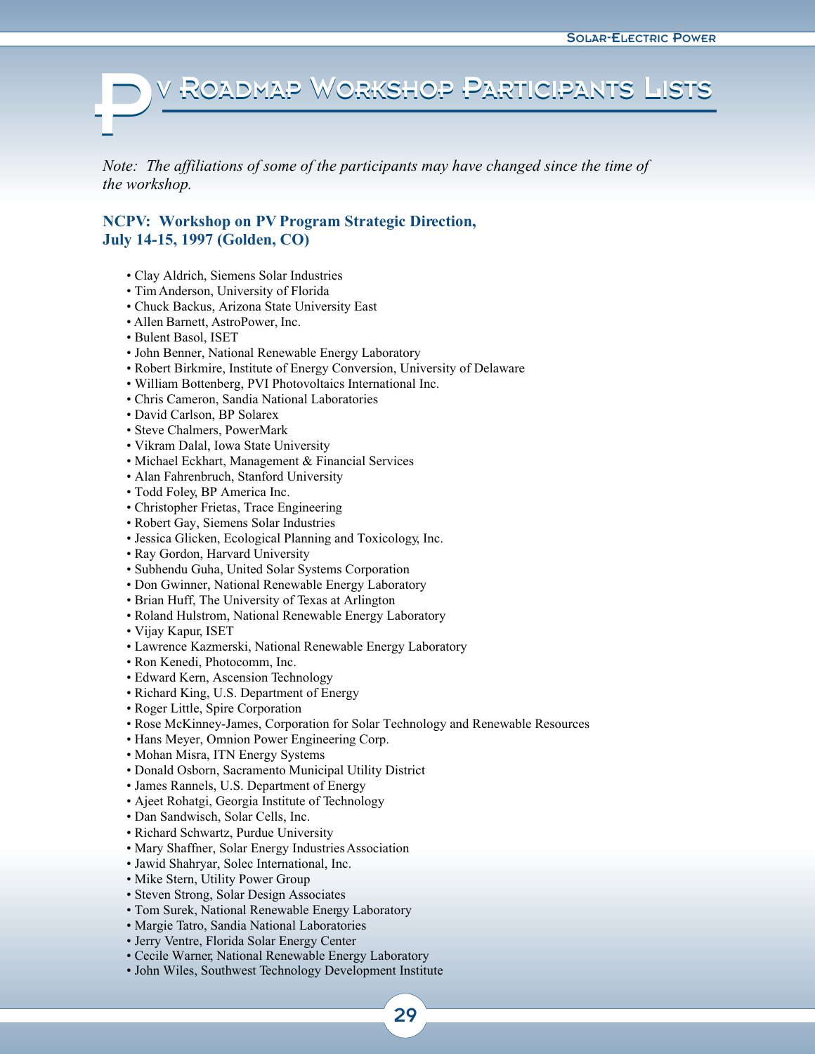# PV Roadmap Workshop Participants Lists

*Note: The affiliations of some of the participants may have changed since the time of the workshop.*

## NCPV: Workshop on PV Program Strategic Direction, July 14-15, 1997 (Golden, CO)

- Clay Aldrich, Siemens Solar Industries
- Tim Anderson, University of Florida
- Chuck Backus, Arizona State University East
- Allen Barnett, AstroPower, Inc.
- Bulent Basol, ISET
- John Benner, National Renewable Energy Laboratory
- Robert Birkmire, Institute of Energy Conversion, University of Delaware
- William Bottenberg, PVI Photovoltaics International Inc.
- Chris Cameron, Sandia National Laboratories
- David Carlson, BP Solarex
- Steve Chalmers, PowerMark
- Vikram Dalal, Iowa State University
- Michael Eckhart, Management & Financial Services
- Alan Fahrenbruch, Stanford University
- Todd Foley, BP America Inc.
- Christopher Frietas, Trace Engineering
- Robert Gay, Siemens Solar Industries
- Jessica Glicken, Ecological Planning and Toxicology, Inc.
- Ray Gordon, Harvard University
- Subhendu Guha, United Solar Systems Corporation
- Don Gwinner, National Renewable Energy Laboratory
- Brian Huff, The University of Texas at Arlington
- Roland Hulstrom, National Renewable Energy Laboratory
- Vijay Kapur, ISET
- Lawrence Kazmerski, National Renewable Energy Laboratory
- Ron Kenedi, Photocomm, Inc.
- Edward Kern, Ascension Technology
- Richard King, U.S. Department of Energy
- Roger Little, Spire Corporation
- Rose McKinney-James, Corporation for Solar Technology and Renewable Resources
- Hans Meyer, Omnion Power Engineering Corp.
- Mohan Misra, ITN Energy Systems
- Donald Osborn, Sacramento Municipal Utility District
- James Rannels, U.S. Department of Energy
- Ajeet Rohatgi, Georgia Institute of Technology
- Dan Sandwisch, Solar Cells, Inc.
- Richard Schwartz, Purdue University
- Mary Shaffner, Solar Energy Industries Association
- Jawid Shahryar, Solec International, Inc.
- Mike Stern, Utility Power Group
- Steven Strong, Solar Design Associates
- Tom Surek, National Renewable Energy Laboratory
- Margie Tatro, Sandia National Laboratories
- Jerry Ventre, Florida Solar Energy Center
- Cecile Warner, National Renewable Energy Laboratory
- John Wiles, Southwest Technology Development Institute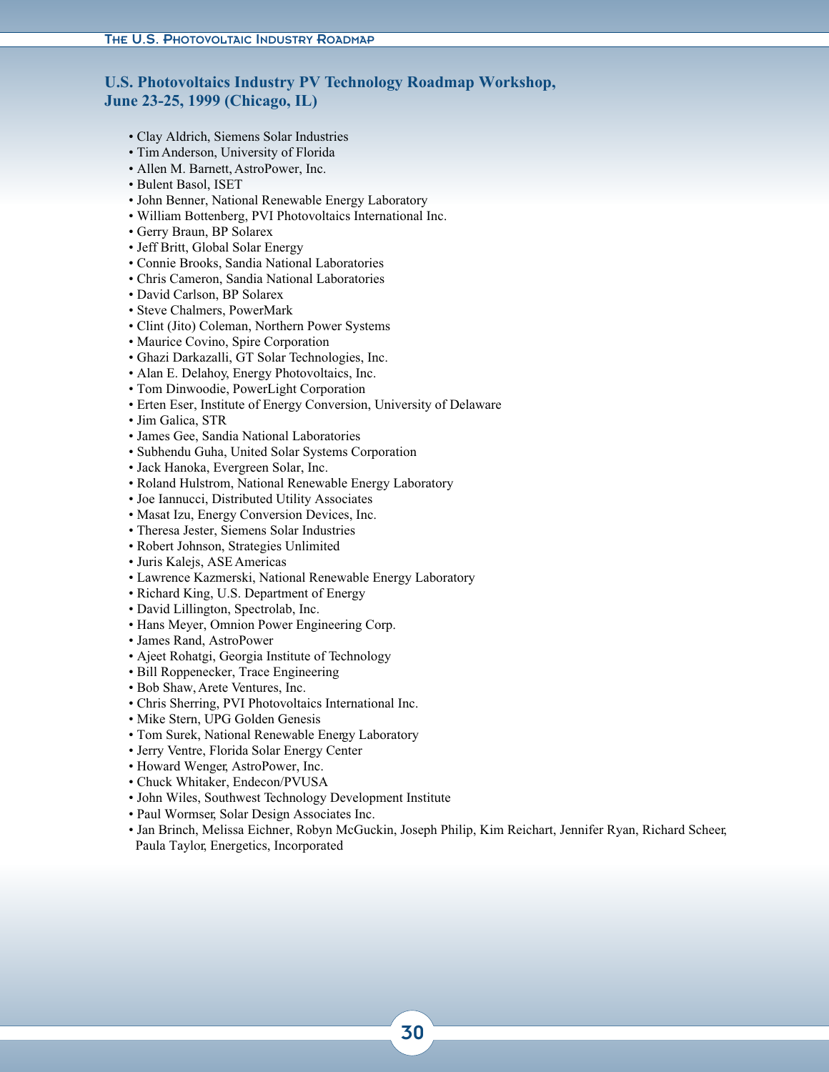## U.S. Photovoltaics Industry PV Technology Roadmap Workshop, June 23-25, 1999 (Chicago, IL)

- Clay Aldrich, Siemens Solar Industries
- Tim Anderson, University of Florida
- Allen M. Barnett, AstroPower, Inc.
- Bulent Basol, ISET
- John Benner, National Renewable Energy Laboratory
- William Bottenberg, PVI Photovoltaics International Inc.
- Gerry Braun, BP Solarex
- Jeff Britt, Global Solar Energy
- Connie Brooks, Sandia National Laboratories
- Chris Cameron, Sandia National Laboratories
- David Carlson, BP Solarex
- Steve Chalmers, PowerMark
- Clint (Jito) Coleman, Northern Power Systems
- Maurice Covino, Spire Corporation
- Ghazi Darkazalli, GT Solar Technologies, Inc.
- Alan E. Delahoy, Energy Photovoltaics, Inc.
- Tom Dinwoodie, PowerLight Corporation
- Erten Eser, Institute of Energy Conversion, University of Delaware
- Jim Galica, STR
- James Gee, Sandia National Laboratories
- Subhendu Guha, United Solar Systems Corporation
- Jack Hanoka, Evergreen Solar, Inc.
- Roland Hulstrom, National Renewable Energy Laboratory
- Joe Iannucci, Distributed Utility Associates
- Masat Izu, Energy Conversion Devices, Inc.
- Theresa Jester, Siemens Solar Industries
- Robert Johnson, Strategies Unlimited
- Juris Kalejs, ASE Americas
- Lawrence Kazmerski, National Renewable Energy Laboratory
- Richard King, U.S. Department of Energy
- David Lillington, Spectrolab, Inc.
- Hans Meyer, Omnion Power Engineering Corp.
- James Rand, AstroPower
- Ajeet Rohatgi, Georgia Institute of Technology
- Bill Roppenecker, Trace Engineering
- Bob Shaw, Arete Ventures, Inc.
- Chris Sherring, PVI Photovoltaics International Inc.
- Mike Stern, UPG Golden Genesis
- Tom Surek, National Renewable Energy Laboratory
- Jerry Ventre, Florida Solar Energy Center
- Howard Wenger, AstroPower, Inc.
- Chuck Whitaker, Endecon/PVUSA
- John Wiles, Southwest Technology Development Institute
- Paul Wormser, Solar Design Associates Inc.
- Jan Brinch, Melissa Eichner, Robyn McGuckin, Joseph Philip, Kim Reichart, Jennifer Ryan, Richard Scheer, Paula Taylor, Energetics, Incorporated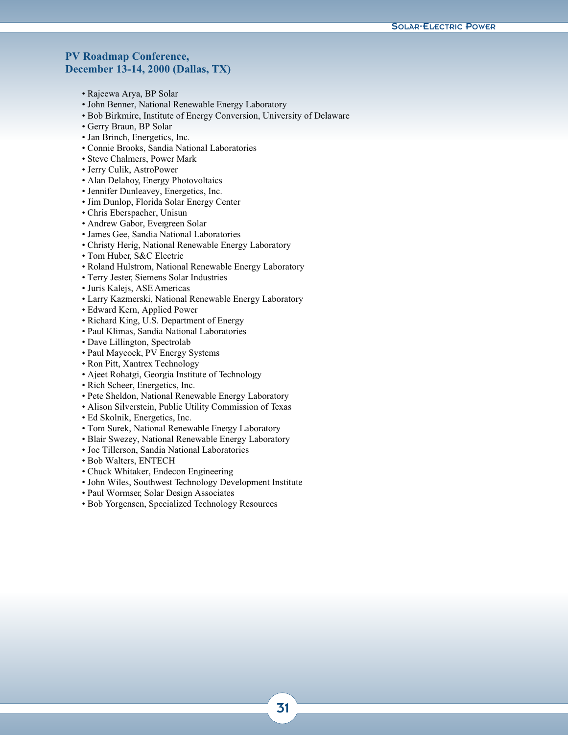## PV Roadmap Conference, December 13-14, 2000 (Dallas, TX)

- Rajeewa Arya, BP Solar
- John Benner, National Renewable Energy Laboratory
- Bob Birkmire, Institute of Energy Conversion, University of Delaware
- Gerry Braun, BP Solar
- Jan Brinch, Energetics, Inc.
- Connie Brooks, Sandia National Laboratories
- Steve Chalmers, Power Mark
- Jerry Culik, AstroPower
- Alan Delahoy, Energy Photovoltaics
- Jennifer Dunleavey, Energetics, Inc.
- Jim Dunlop, Florida Solar Energy Center
- Chris Eberspacher, Unisun
- Andrew Gabor, Evergreen Solar
- James Gee, Sandia National Laboratories
- Christy Herig, National Renewable Energy Laboratory
- Tom Huber, S&C Electric
- Roland Hulstrom, National Renewable Energy Laboratory
- Terry Jester, Siemens Solar Industries
- Juris Kalejs, ASE Americas
- Larry Kazmerski, National Renewable Energy Laboratory
- Edward Kern, Applied Power
- Richard King, U.S. Department of Energy
- Paul Klimas, Sandia National Laboratories
- Dave Lillington, Spectrolab
- Paul Maycock, PV Energy Systems
- Ron Pitt, Xantrex Technology
- Ajeet Rohatgi, Georgia Institute of Technology
- Rich Scheer, Energetics, Inc.
- Pete Sheldon, National Renewable Energy Laboratory
- Alison Silverstein, Public Utility Commission of Texas
- Ed Skolnik, Energetics, Inc.
- Tom Surek, National Renewable Energy Laboratory
- Blair Swezey, National Renewable Energy Laboratory
- Joe Tillerson, Sandia National Laboratories
- Bob Walters, ENTECH
- Chuck Whitaker, Endecon Engineering
- John Wiles, Southwest Technology Development Institute
- Paul Wormser, Solar Design Associates
- Bob Yorgensen, Specialized Technology Resources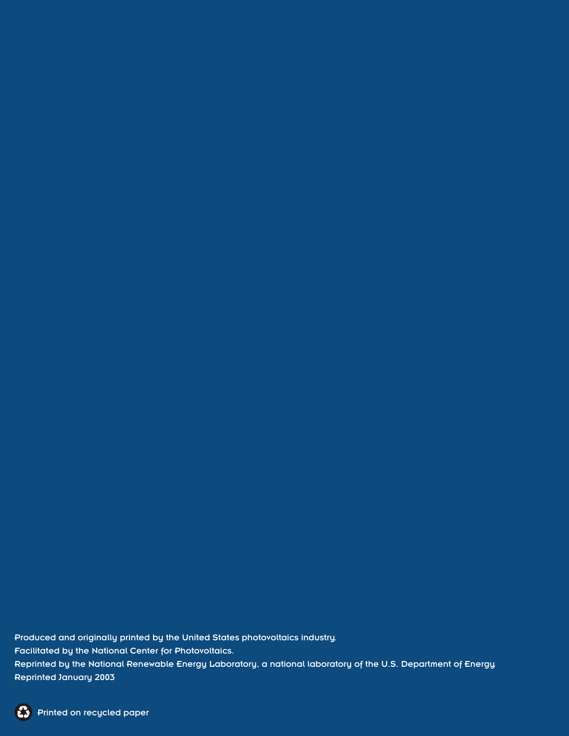Produced and originally printed by the United States photovoltaics industry.

Facilitated by the National Center for Photovoltaics.

Reprinted by the National Renewable Energy Laboratory, a national laboratory of the U.S. Department of Energy

Reprinted January 2003

Printed on recycled paper